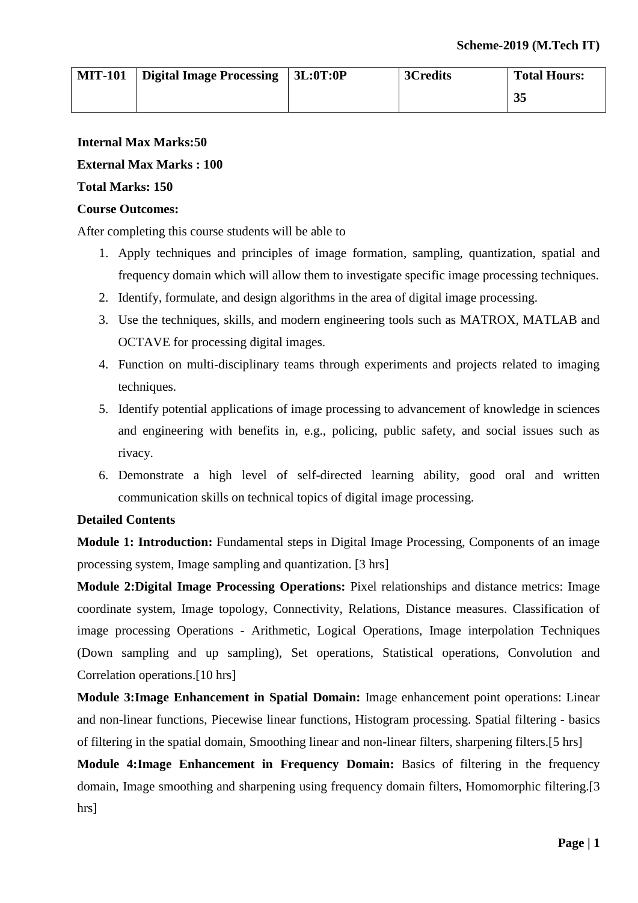| MIT-101 | Digital Image Processing | 3L:0T:0P | 3Credits | Total Hours: 35 |
|---|---|---|---|---|

**Internal Max Marks:50**

**External Max Marks : 100**

**Total Marks: 150**

**Course Outcomes:**

After completing this course students will be able to

1. Apply techniques and principles of image formation, sampling, quantization, spatial and frequency domain which will allow them to investigate specific image processing techniques.
2. Identify, formulate, and design algorithms in the area of digital image processing.
3. Use the techniques, skills, and modern engineering tools such as MATROX, MATLAB and OCTAVE for processing digital images.
4. Function on multi-disciplinary teams through experiments and projects related to imaging techniques.
5. Identify potential applications of image processing to advancement of knowledge in sciences and engineering with benefits in, e.g., policing, public safety, and social issues such as rivacy.
6. Demonstrate a high level of self-directed learning ability, good oral and written communication skills on technical topics of digital image processing.

**Detailed Contents**

**Module 1: Introduction:** Fundamental steps in Digital Image Processing, Components of an image processing system, Image sampling and quantization. [3 hrs]

**Module 2:Digital Image Processing Operations:** Pixel relationships and distance metrics: Image coordinate system, Image topology, Connectivity, Relations, Distance measures. Classification of image processing Operations - Arithmetic, Logical Operations, Image interpolation Techniques (Down sampling and up sampling), Set operations, Statistical operations, Convolution and Correlation operations.[10 hrs]

**Module 3:Image Enhancement in Spatial Domain:** Image enhancement point operations: Linear and non-linear functions, Piecewise linear functions, Histogram processing. Spatial filtering - basics of filtering in the spatial domain, Smoothing linear and non-linear filters, sharpening filters.[5 hrs]

**Module 4:Image Enhancement in Frequency Domain:** Basics of filtering in the frequency domain, Image smoothing and sharpening using frequency domain filters, Homomorphic filtering.[3 hrs]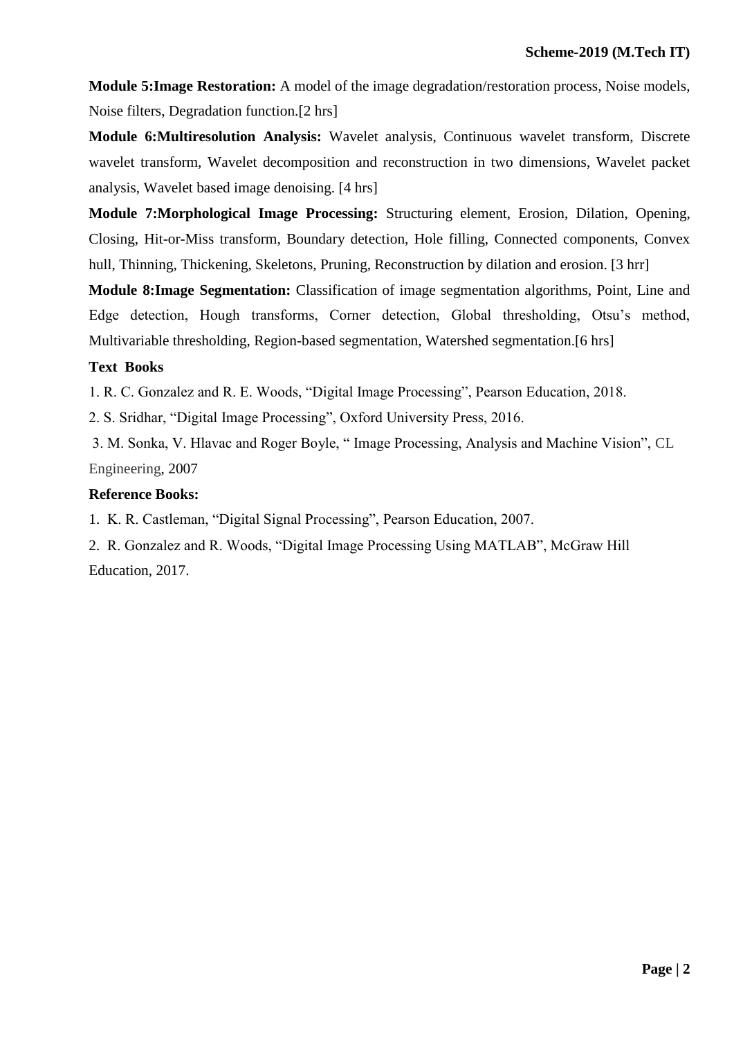**Module 5:Image Restoration:** A model of the image degradation/restoration process, Noise models, Noise filters, Degradation function.[2 hrs]

**Module 6:Multiresolution Analysis:** Wavelet analysis, Continuous wavelet transform, Discrete wavelet transform, Wavelet decomposition and reconstruction in two dimensions, Wavelet packet analysis, Wavelet based image denoising. [4 hrs]

**Module 7:Morphological Image Processing:** Structuring element, Erosion, Dilation, Opening, Closing, Hit-or-Miss transform, Boundary detection, Hole filling, Connected components, Convex hull, Thinning, Thickening, Skeletons, Pruning, Reconstruction by dilation and erosion. [3 hrr]

**Module 8:Image Segmentation:** Classification of image segmentation algorithms, Point, Line and Edge detection, Hough transforms, Corner detection, Global thresholding, Otsu's method, Multivariable thresholding, Region-based segmentation, Watershed segmentation.[6 hrs]

**Text Books**

1. R. C. Gonzalez and R. E. Woods, "Digital Image Processing", Pearson Education, 2018.
2. S. Sridhar, "Digital Image Processing", Oxford University Press, 2016.
3. M. Sonka, V. Hlavac and Roger Boyle, " Image Processing, Analysis and Machine Vision", CL Engineering, 2007

**Reference Books:**

1. K. R. Castleman, "Digital Signal Processing", Pearson Education, 2007.
2. R. Gonzalez and R. Woods, "Digital Image Processing Using MATLAB", McGraw Hill Education, 2017.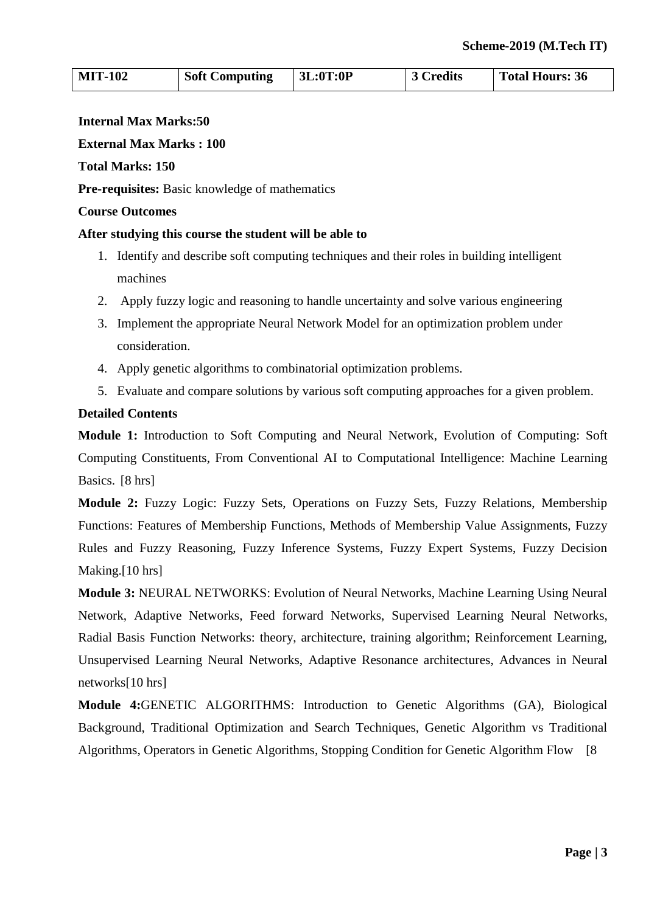| MIT-102 | Soft Computing | 3L:0T:0P | 3 Credits | Total Hours: 36 |
|---|---|---|---|---|

**Internal Max Marks:50**

**External Max Marks : 100**

**Total Marks: 150**

**Pre-requisites:** Basic knowledge of mathematics

**Course Outcomes**

**After studying this course the student will be able to**

1. Identify and describe soft computing techniques and their roles in building intelligent machines
2. Apply fuzzy logic and reasoning to handle uncertainty and solve various engineering
3. Implement the appropriate Neural Network Model for an optimization problem under consideration.
4. Apply genetic algorithms to combinatorial optimization problems.
5. Evaluate and compare solutions by various soft computing approaches for a given problem.

**Detailed Contents**

**Module 1:** Introduction to Soft Computing and Neural Network, Evolution of Computing: Soft Computing Constituents, From Conventional AI to Computational Intelligence: Machine Learning Basics. [8 hrs]

**Module 2:** Fuzzy Logic: Fuzzy Sets, Operations on Fuzzy Sets, Fuzzy Relations, Membership Functions: Features of Membership Functions, Methods of Membership Value Assignments, Fuzzy Rules and Fuzzy Reasoning, Fuzzy Inference Systems, Fuzzy Expert Systems, Fuzzy Decision Making.[10 hrs]

**Module 3:** NEURAL NETWORKS: Evolution of Neural Networks, Machine Learning Using Neural Network, Adaptive Networks, Feed forward Networks, Supervised Learning Neural Networks, Radial Basis Function Networks: theory, architecture, training algorithm; Reinforcement Learning, Unsupervised Learning Neural Networks, Adaptive Resonance architectures, Advances in Neural networks[10 hrs]

**Module 4:**GENETIC ALGORITHMS: Introduction to Genetic Algorithms (GA), Biological Background, Traditional Optimization and Search Techniques, Genetic Algorithm vs Traditional Algorithms, Operators in Genetic Algorithms, Stopping Condition for Genetic Algorithm Flow [8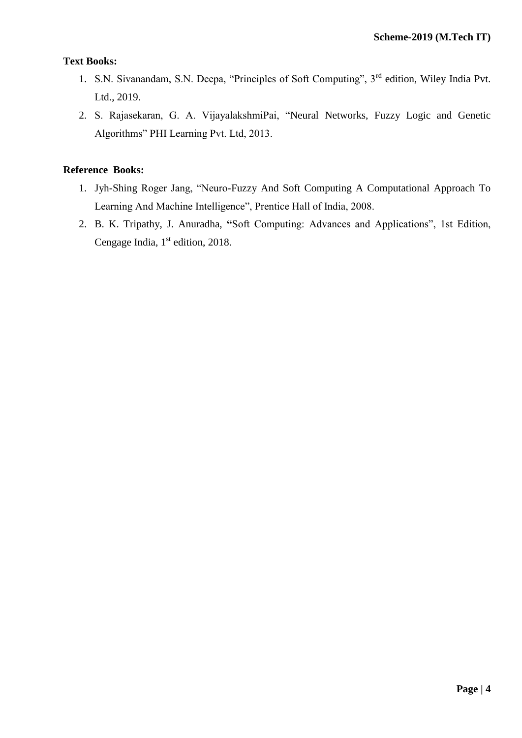**Text Books:**

1. S.N. Sivanandam, S.N. Deepa, "Principles of Soft Computing", 3rd edition, Wiley India Pvt. Ltd., 2019.
2. S. Rajasekaran, G. A. VijayalakshmiPai, "Neural Networks, Fuzzy Logic and Genetic Algorithms" PHI Learning Pvt. Ltd, 2013.

**Reference Books:**

1. Jyh-Shing Roger Jang, "Neuro-Fuzzy And Soft Computing A Computational Approach To Learning And Machine Intelligence", Prentice Hall of India, 2008.
2. B. K. Tripathy, J. Anuradha, "Soft Computing: Advances and Applications", 1st Edition, Cengage India, 1st edition, 2018.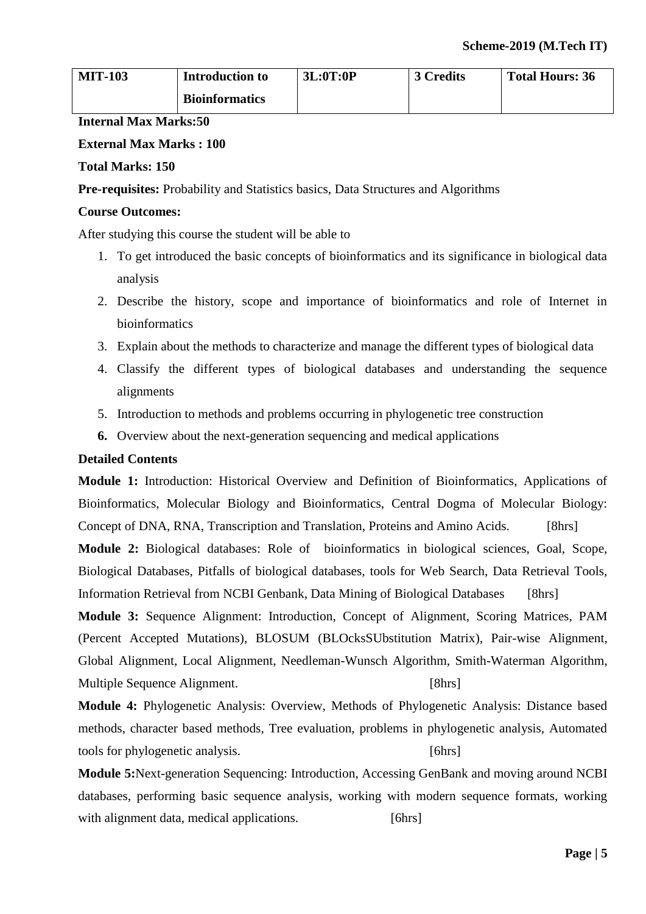| MIT-103 | Introduction to Bioinformatics | 3L:0T:0P | 3 Credits | Total Hours: 36 |
|---|---|---|---|---|

**Internal Max Marks:50**

**External Max Marks : 100**

**Total Marks: 150**

**Pre-requisites:** Probability and Statistics basics, Data Structures and Algorithms

**Course Outcomes:**

After studying this course the student will be able to

1. To get introduced the basic concepts of bioinformatics and its significance in biological data analysis
2. Describe the history, scope and importance of bioinformatics and role of Internet in bioinformatics
3. Explain about the methods to characterize and manage the different types of biological data
4. Classify the different types of biological databases and understanding the sequence alignments
5. Introduction to methods and problems occurring in phylogenetic tree construction
6. Overview about the next-generation sequencing and medical applications

**Detailed Contents**

**Module 1:** Introduction: Historical Overview and Definition of Bioinformatics, Applications of Bioinformatics, Molecular Biology and Bioinformatics, Central Dogma of Molecular Biology: Concept of DNA, RNA, Transcription and Translation, Proteins and Amino Acids. [8hrs]

**Module 2:** Biological databases: Role of bioinformatics in biological sciences, Goal, Scope, Biological Databases, Pitfalls of biological databases, tools for Web Search, Data Retrieval Tools, Information Retrieval from NCBI Genbank, Data Mining of Biological Databases [8hrs]

**Module 3:** Sequence Alignment: Introduction, Concept of Alignment, Scoring Matrices, PAM (Percent Accepted Mutations), BLOSUM (BLOcksSUbstitution Matrix), Pair-wise Alignment, Global Alignment, Local Alignment, Needleman-Wunsch Algorithm, Smith-Waterman Algorithm, Multiple Sequence Alignment. [8hrs]

**Module 4:** Phylogenetic Analysis: Overview, Methods of Phylogenetic Analysis: Distance based methods, character based methods, Tree evaluation, problems in phylogenetic analysis, Automated tools for phylogenetic analysis. [6hrs]

**Module 5:**Next-generation Sequencing: Introduction, Accessing GenBank and moving around NCBI databases, performing basic sequence analysis, working with modern sequence formats, working with alignment data, medical applications. [6hrs]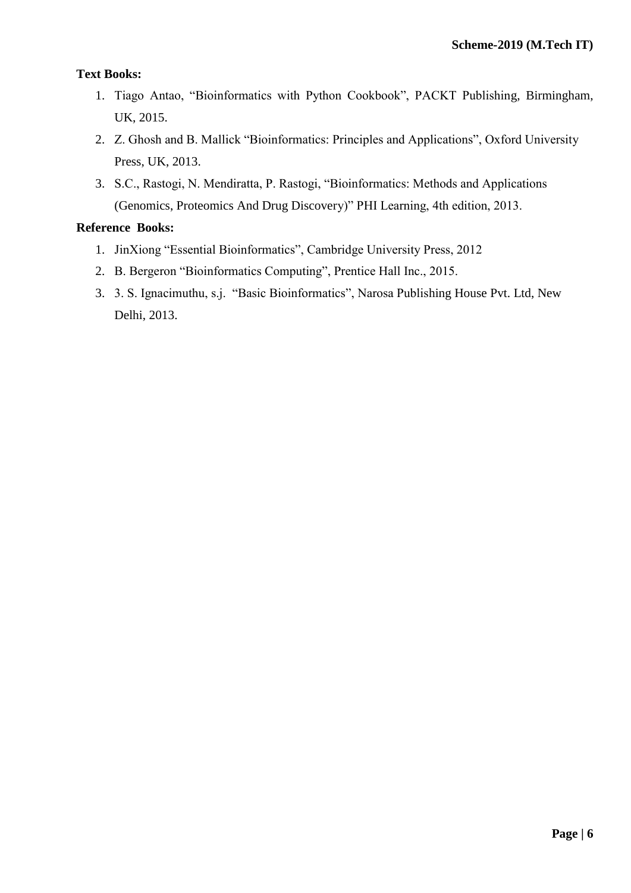**Text Books:**

1. Tiago Antao, "Bioinformatics with Python Cookbook", PACKT Publishing, Birmingham, UK, 2015.
2. Z. Ghosh and B. Mallick "Bioinformatics: Principles and Applications", Oxford University Press, UK, 2013.
3. S.C., Rastogi, N. Mendiratta, P. Rastogi, "Bioinformatics: Methods and Applications (Genomics, Proteomics And Drug Discovery)" PHI Learning, 4th edition, 2013.

**Reference Books:**

1. JinXiong "Essential Bioinformatics", Cambridge University Press, 2012
2. B. Bergeron "Bioinformatics Computing", Prentice Hall Inc., 2015.
3. 3. S. Ignacimuthu, s.j. "Basic Bioinformatics", Narosa Publishing House Pvt. Ltd, New Delhi, 2013.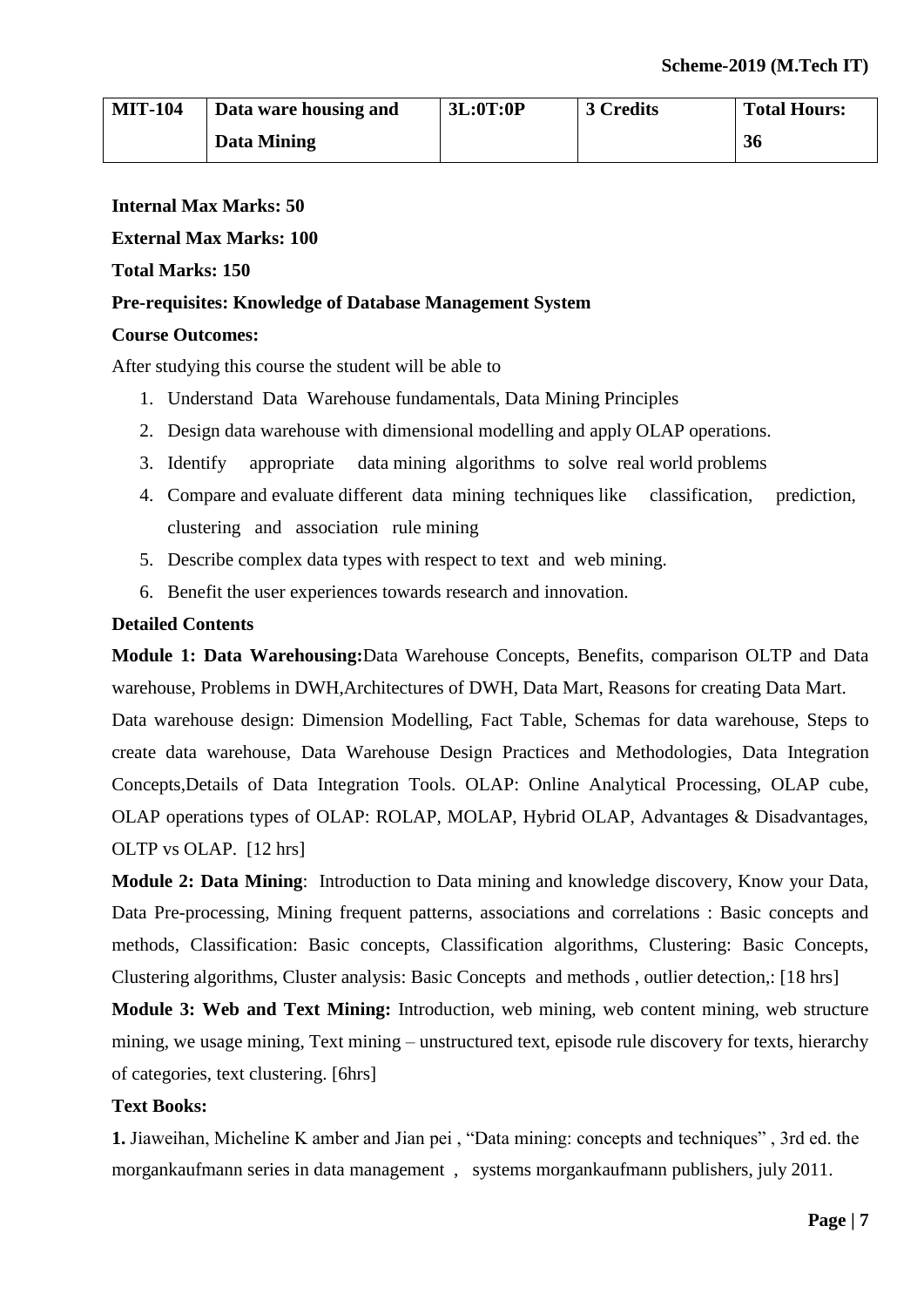| MIT-104 | Data ware housing and Data Mining | 3L:0T:0P | 3 Credits | Total Hours: 36 |
|---|---|---|---|---|

**Internal Max Marks: 50**

**External Max Marks: 100**

**Total Marks: 150**

**Pre-requisites: Knowledge of Database Management System**

**Course Outcomes:**

After studying this course the student will be able to

1. Understand Data Warehouse fundamentals, Data Mining Principles
2. Design data warehouse with dimensional modelling and apply OLAP operations.
3. Identify appropriate data mining algorithms to solve real world problems
4. Compare and evaluate different data mining techniques like classification, prediction, clustering and association rule mining
5. Describe complex data types with respect to text and web mining.
6. Benefit the user experiences towards research and innovation.

**Detailed Contents**

**Module 1: Data Warehousing:**Data Warehouse Concepts, Benefits, comparison OLTP and Data warehouse, Problems in DWH,Architectures of DWH, Data Mart, Reasons for creating Data Mart. Data warehouse design: Dimension Modelling, Fact Table, Schemas for data warehouse, Steps to create data warehouse, Data Warehouse Design Practices and Methodologies, Data Integration Concepts,Details of Data Integration Tools. OLAP: Online Analytical Processing, OLAP cube, OLAP operations types of OLAP: ROLAP, MOLAP, Hybrid OLAP, Advantages & Disadvantages, OLTP vs OLAP. [12 hrs]

**Module 2: Data Mining**: Introduction to Data mining and knowledge discovery, Know your Data, Data Pre-processing, Mining frequent patterns, associations and correlations : Basic concepts and methods, Classification: Basic concepts, Classification algorithms, Clustering: Basic Concepts, Clustering algorithms, Cluster analysis: Basic Concepts and methods , outlier detection,: [18 hrs]

**Module 3: Web and Text Mining:** Introduction, web mining, web content mining, web structure mining, we usage mining, Text mining – unstructured text, episode rule discovery for texts, hierarchy of categories, text clustering. [6hrs]

**Text Books:**

**1.** Jiaweihan, Micheline K amber and Jian pei , "Data mining: concepts and techniques" , 3rd ed. the morgankaufmann series in data management , systems morgankaufmann publishers, july 2011.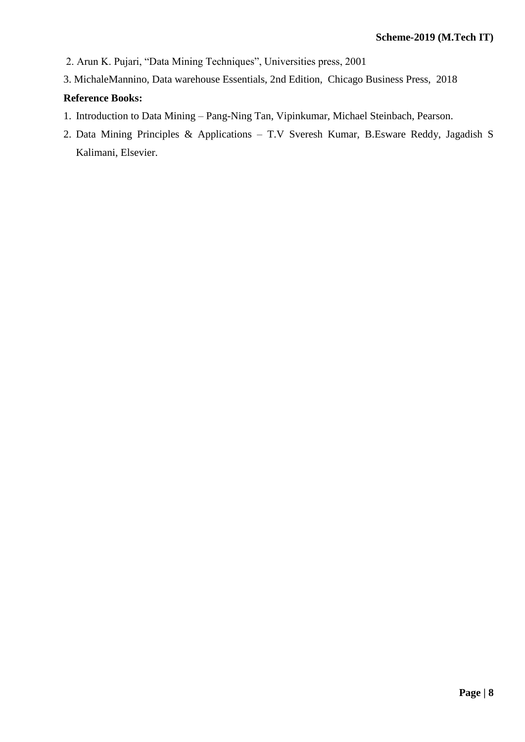2. Arun K. Pujari, "Data Mining Techniques", Universities press, 2001

3. MichaleMannino, Data warehouse Essentials, 2nd Edition, Chicago Business Press, 2018

**Reference Books:**

1. Introduction to Data Mining – Pang-Ning Tan, Vipinkumar, Michael Steinbach, Pearson.
2. Data Mining Principles & Applications – T.V Sveresh Kumar, B.Esware Reddy, Jagadish S Kalimani, Elsevier.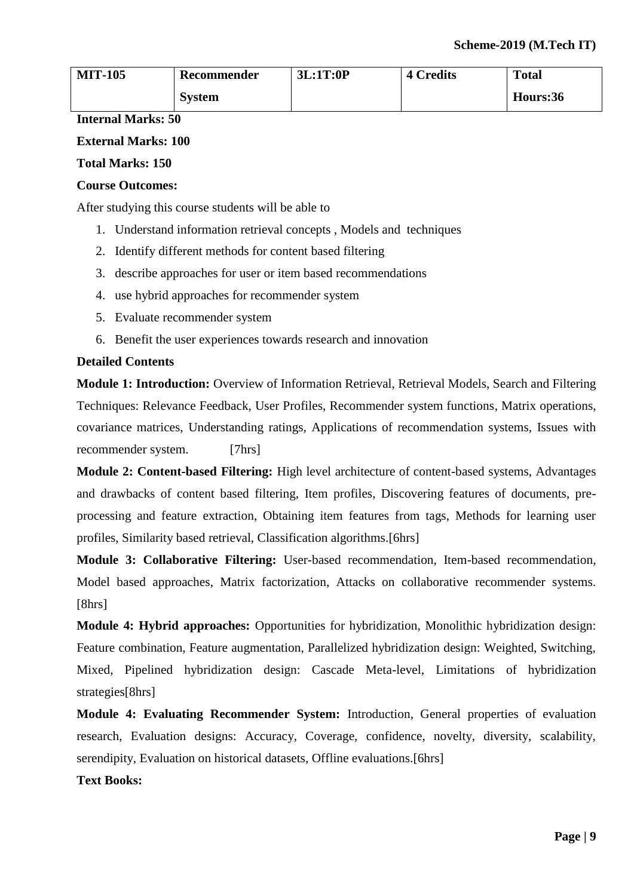| MIT-105 | Recommender System | 3L:1T:0P | 4 Credits | Total Hours:36 |
|---|---|---|---|---|

**Internal Marks: 50**

**External Marks: 100**

**Total Marks: 150**

**Course Outcomes:**

After studying this course students will be able to

1. Understand information retrieval concepts , Models and techniques
2. Identify different methods for content based filtering
3. describe approaches for user or item based recommendations
4. use hybrid approaches for recommender system
5. Evaluate recommender system
6. Benefit the user experiences towards research and innovation

**Detailed Contents**

**Module 1: Introduction:** Overview of Information Retrieval, Retrieval Models, Search and Filtering Techniques: Relevance Feedback, User Profiles, Recommender system functions, Matrix operations, covariance matrices, Understanding ratings, Applications of recommendation systems, Issues with recommender system. [7hrs]

**Module 2: Content-based Filtering:** High level architecture of content-based systems, Advantages and drawbacks of content based filtering, Item profiles, Discovering features of documents, pre-processing and feature extraction, Obtaining item features from tags, Methods for learning user profiles, Similarity based retrieval, Classification algorithms.[6hrs]

**Module 3: Collaborative Filtering:** User-based recommendation, Item-based recommendation, Model based approaches, Matrix factorization, Attacks on collaborative recommender systems. [8hrs]

**Module 4: Hybrid approaches:** Opportunities for hybridization, Monolithic hybridization design: Feature combination, Feature augmentation, Parallelized hybridization design: Weighted, Switching, Mixed, Pipelined hybridization design: Cascade Meta-level, Limitations of hybridization strategies[8hrs]

**Module 4: Evaluating Recommender System:** Introduction, General properties of evaluation research, Evaluation designs: Accuracy, Coverage, confidence, novelty, diversity, scalability, serendipity, Evaluation on historical datasets, Offline evaluations.[6hrs]

**Text Books:**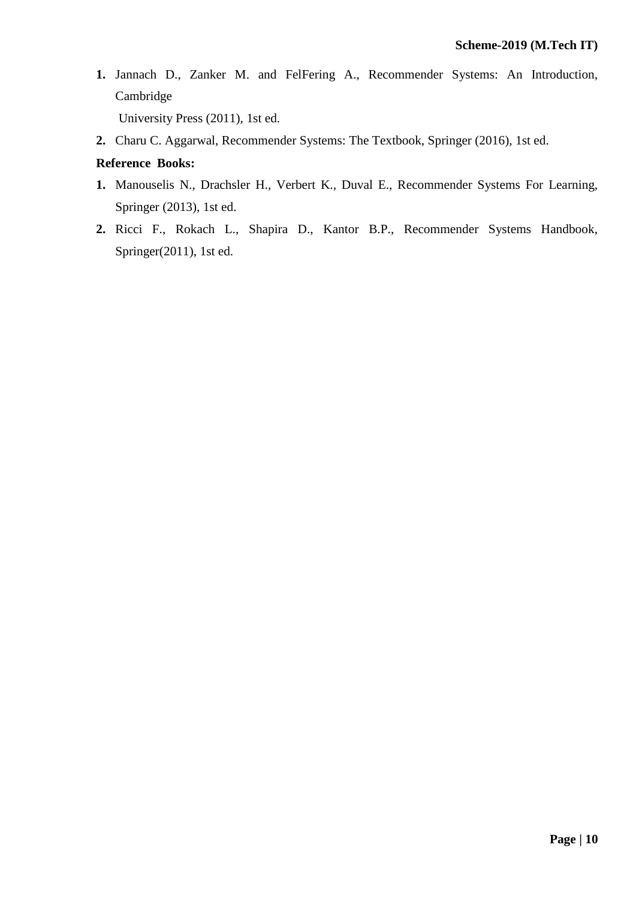1. Jannach D., Zanker M. and FelFering A., Recommender Systems: An Introduction, Cambridge University Press (2011), 1st ed.
2. Charu C. Aggarwal, Recommender Systems: The Textbook, Springer (2016), 1st ed.

**Reference Books:**

1. Manouselis N., Drachsler H., Verbert K., Duval E., Recommender Systems For Learning, Springer (2013), 1st ed.
2. Ricci F., Rokach L., Shapira D., Kantor B.P., Recommender Systems Handbook, Springer(2011), 1st ed.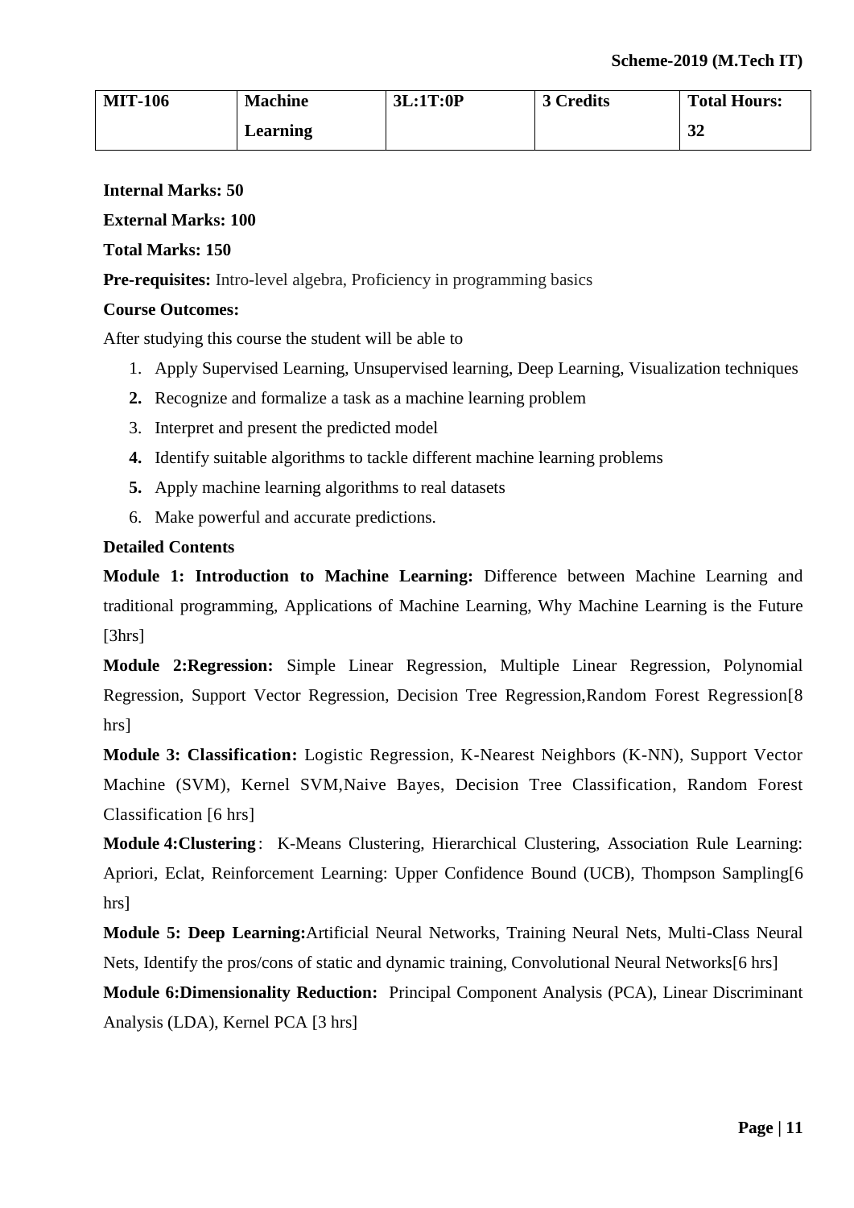| MIT-106 | Machine Learning | 3L:1T:0P | 3 Credits | Total Hours: 32 |
|---|---|---|---|---|

**Internal Marks: 50**

**External Marks: 100**

**Total Marks: 150**

**Pre-requisites:** Intro-level algebra, Proficiency in programming basics

**Course Outcomes:**

After studying this course the student will be able to

1. Apply Supervised Learning, Unsupervised learning, Deep Learning, Visualization techniques
2. Recognize and formalize a task as a machine learning problem
3. Interpret and present the predicted model
4. Identify suitable algorithms to tackle different machine learning problems
5. Apply machine learning algorithms to real datasets
6. Make powerful and accurate predictions.

**Detailed Contents**

**Module 1: Introduction to Machine Learning:** Difference between Machine Learning and traditional programming, Applications of Machine Learning, Why Machine Learning is the Future [3hrs]

**Module 2:Regression:** Simple Linear Regression, Multiple Linear Regression, Polynomial Regression, Support Vector Regression, Decision Tree Regression,Random Forest Regression[8 hrs]

**Module 3: Classification:** Logistic Regression, K-Nearest Neighbors (K-NN), Support Vector Machine (SVM), Kernel SVM,Naive Bayes, Decision Tree Classification, Random Forest Classification [6 hrs]

**Module 4:Clustering**: K-Means Clustering, Hierarchical Clustering, Association Rule Learning: Apriori, Eclat, Reinforcement Learning: Upper Confidence Bound (UCB), Thompson Sampling[6 hrs]

**Module 5: Deep Learning:**Artificial Neural Networks, Training Neural Nets, Multi-Class Neural Nets, Identify the pros/cons of static and dynamic training, Convolutional Neural Networks[6 hrs]

**Module 6:Dimensionality Reduction:** Principal Component Analysis (PCA), Linear Discriminant Analysis (LDA), Kernel PCA [3 hrs]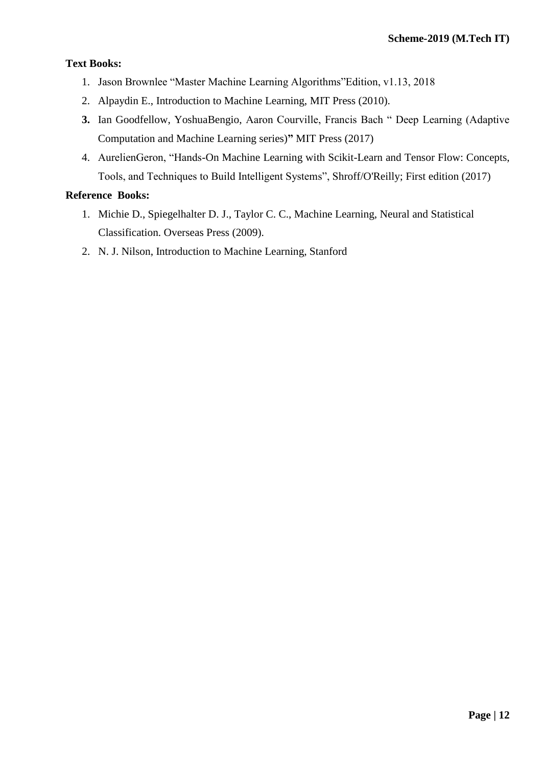**Text Books:**

1. Jason Brownlee "Master Machine Learning Algorithms"Edition, v1.13, 2018
2. Alpaydin E., Introduction to Machine Learning, MIT Press (2010).
3. Ian Goodfellow, YoshuaBengio, Aaron Courville, Francis Bach " Deep Learning (Adaptive Computation and Machine Learning series)**"** MIT Press (2017)
4. AurelienGeron, "Hands-On Machine Learning with Scikit-Learn and Tensor Flow: Concepts, Tools, and Techniques to Build Intelligent Systems", Shroff/O'Reilly; First edition (2017)

**Reference Books:**

1. Michie D., Spiegelhalter D. J., Taylor C. C., Machine Learning, Neural and Statistical Classification. Overseas Press (2009).
2. N. J. Nilson, Introduction to Machine Learning, Stanford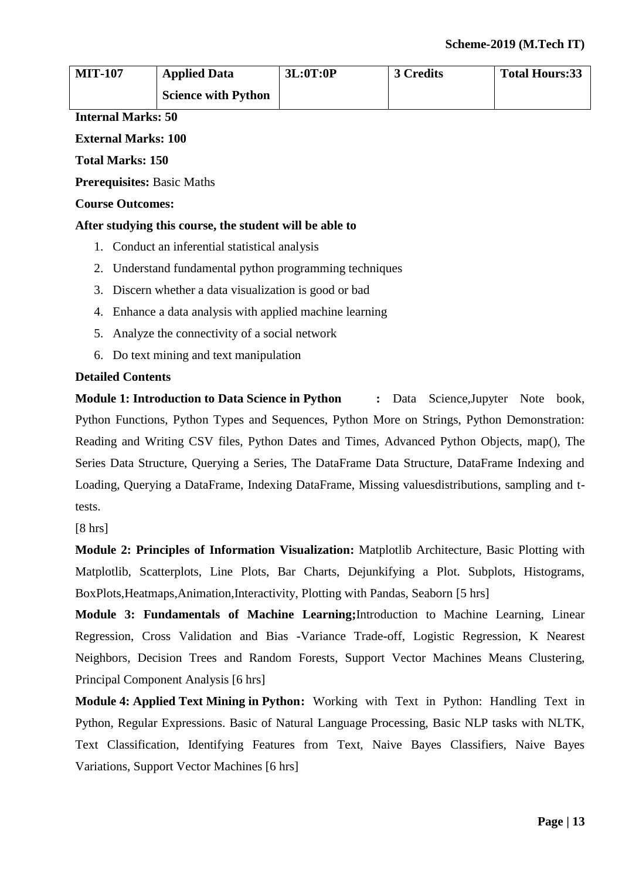| MIT-107 | Applied Data Science with Python | 3L:0T:0P | 3 Credits | Total Hours:33 |
|---|---|---|---|---|

**Internal Marks: 50**

**External Marks: 100**

**Total Marks: 150**

**Prerequisites:** Basic Maths

**Course Outcomes:**

**After studying this course, the student will be able to**

1. Conduct an inferential statistical analysis
2. Understand fundamental python programming techniques
3. Discern whether a data visualization is good or bad
4. Enhance a data analysis with applied machine learning
5. Analyze the connectivity of a social network
6. Do text mining and text manipulation

**Detailed Contents**

**Module 1: Introduction to Data Science in Python :** Data Science,Jupyter Note book, Python Functions, Python Types and Sequences, Python More on Strings, Python Demonstration: Reading and Writing CSV files, Python Dates and Times, Advanced Python Objects, map(), The Series Data Structure, Querying a Series, The DataFrame Data Structure, DataFrame Indexing and Loading, Querying a DataFrame, Indexing DataFrame, Missing valuesdistributions, sampling and t-tests.

[8 hrs]

**Module 2: Principles of Information Visualization:** Matplotlib Architecture, Basic Plotting with Matplotlib, Scatterplots, Line Plots, Bar Charts, Dejunkifying a Plot. Subplots, Histograms, BoxPlots,Heatmaps,Animation,Interactivity, Plotting with Pandas, Seaborn [5 hrs]

**Module 3: Fundamentals of Machine Learning;**Introduction to Machine Learning, Linear Regression, Cross Validation and Bias -Variance Trade-off, Logistic Regression, K Nearest Neighbors, Decision Trees and Random Forests, Support Vector Machines Means Clustering, Principal Component Analysis [6 hrs]

**Module 4: Applied Text Mining in Python:** Working with Text in Python: Handling Text in Python, Regular Expressions. Basic of Natural Language Processing, Basic NLP tasks with NLTK, Text Classification, Identifying Features from Text, Naive Bayes Classifiers, Naive Bayes Variations, Support Vector Machines [6 hrs]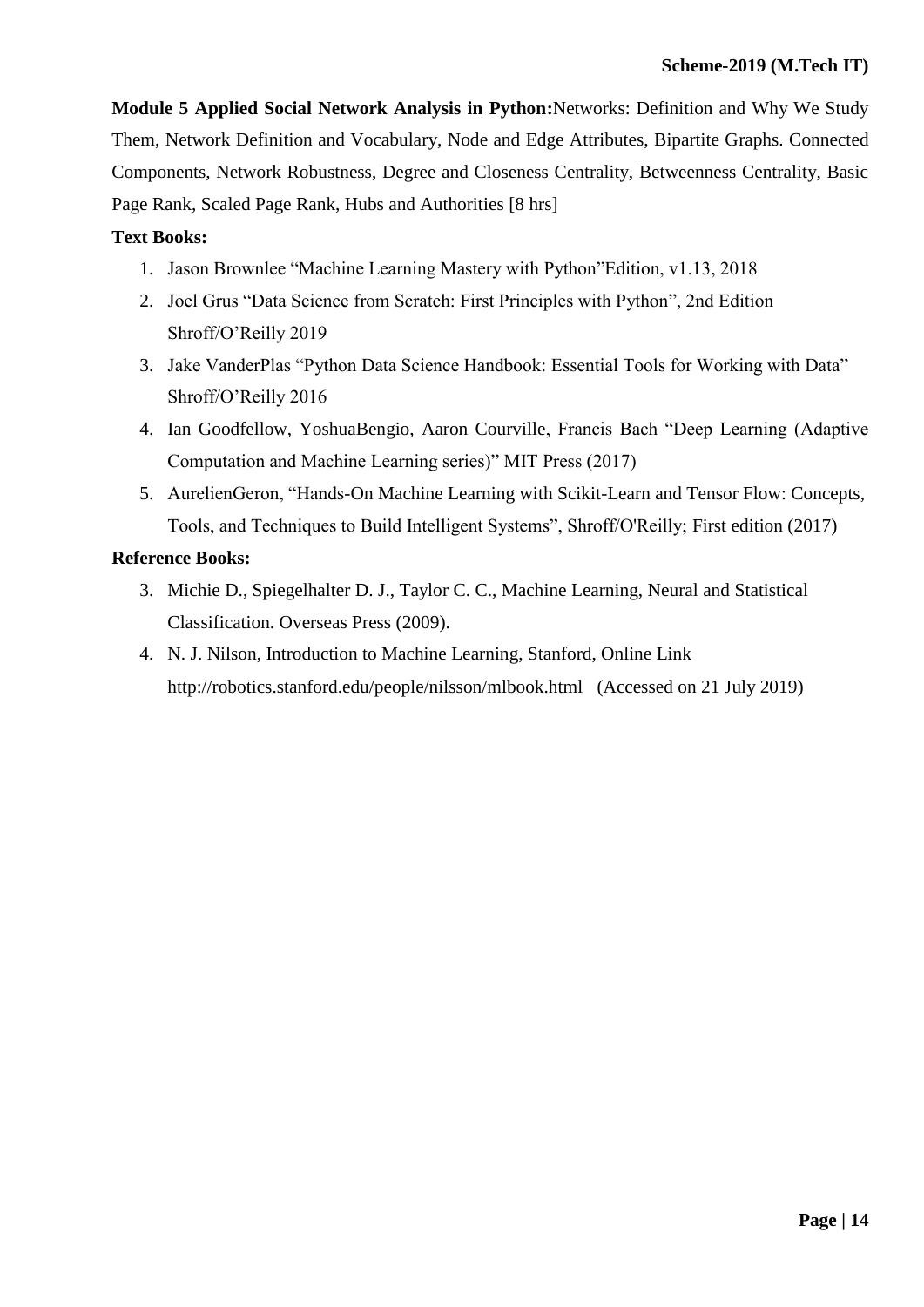**Module 5 Applied Social Network Analysis in Python:**Networks: Definition and Why We Study Them, Network Definition and Vocabulary, Node and Edge Attributes, Bipartite Graphs. Connected Components, Network Robustness, Degree and Closeness Centrality, Betweenness Centrality, Basic Page Rank, Scaled Page Rank, Hubs and Authorities [8 hrs]

**Text Books:**

1. Jason Brownlee "Machine Learning Mastery with Python"Edition, v1.13, 2018
2. Joel Grus "Data Science from Scratch: First Principles with Python", 2nd Edition Shroff/O'Reilly 2019
3. Jake VanderPlas "Python Data Science Handbook: Essential Tools for Working with Data" Shroff/O'Reilly 2016
4. Ian Goodfellow, YoshuaBengio, Aaron Courville, Francis Bach "Deep Learning (Adaptive Computation and Machine Learning series)" MIT Press (2017)
5. AurelienGeron, "Hands-On Machine Learning with Scikit-Learn and Tensor Flow: Concepts, Tools, and Techniques to Build Intelligent Systems", Shroff/O'Reilly; First edition (2017)

**Reference Books:**

3. Michie D., Spiegelhalter D. J., Taylor C. C., Machine Learning, Neural and Statistical Classification. Overseas Press (2009).
4. N. J. Nilson, Introduction to Machine Learning, Stanford, Online Link http://robotics.stanford.edu/people/nilsson/mlbook.html (Accessed on 21 July 2019)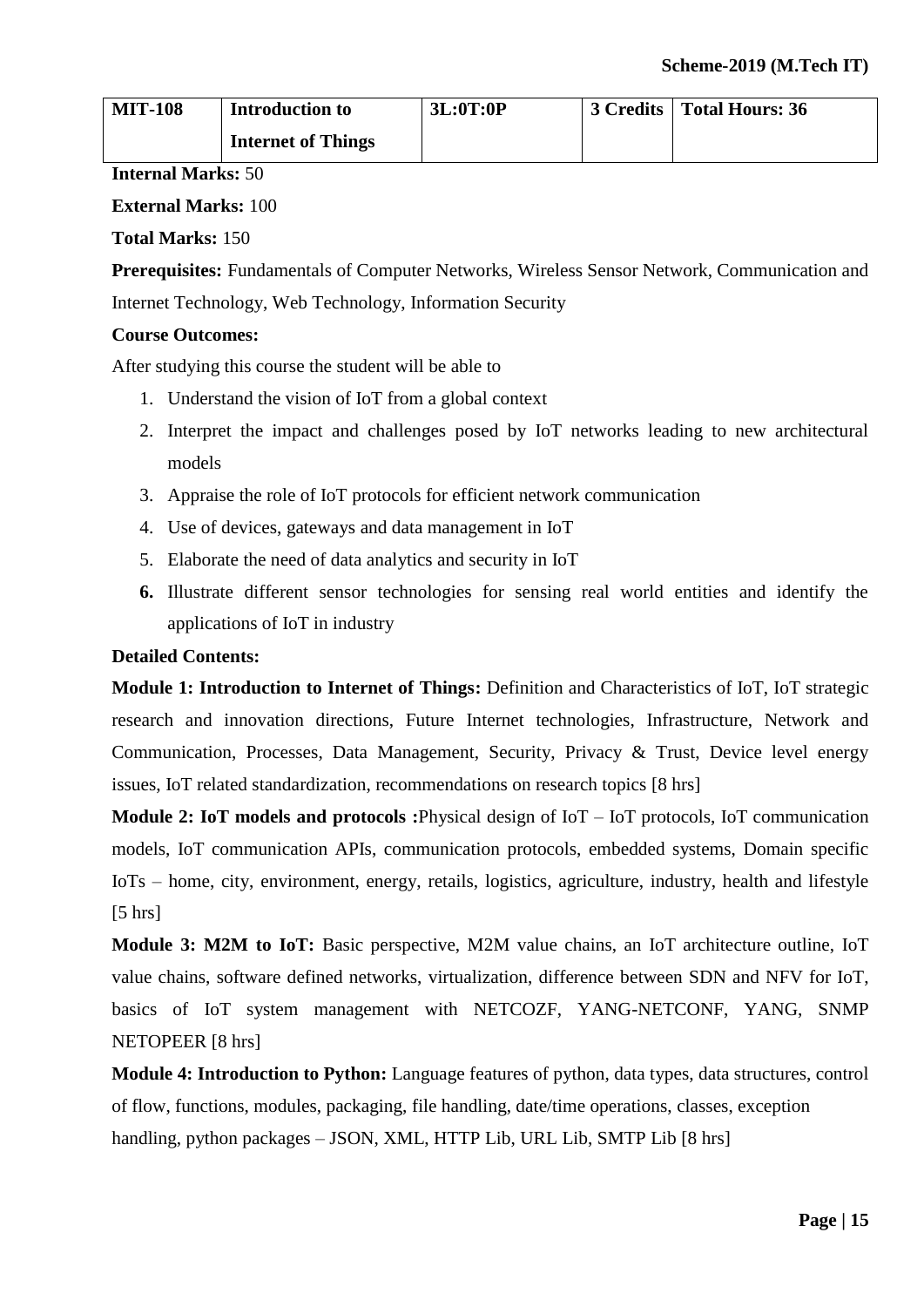| MIT-108 | Introduction to Internet of Things | 3L:0T:0P | 3 Credits | Total Hours: 36 |
|---|---|---|---|---|

**Internal Marks:** 50

**External Marks:** 100

**Total Marks:** 150

**Prerequisites:** Fundamentals of Computer Networks, Wireless Sensor Network, Communication and Internet Technology, Web Technology, Information Security

**Course Outcomes:**

After studying this course the student will be able to

1. Understand the vision of IoT from a global context
2. Interpret the impact and challenges posed by IoT networks leading to new architectural models
3. Appraise the role of IoT protocols for efficient network communication
4. Use of devices, gateways and data management in IoT
5. Elaborate the need of data analytics and security in IoT
6. Illustrate different sensor technologies for sensing real world entities and identify the applications of IoT in industry

**Detailed Contents:**

**Module 1: Introduction to Internet of Things:** Definition and Characteristics of IoT, IoT strategic research and innovation directions, Future Internet technologies, Infrastructure, Network and Communication, Processes, Data Management, Security, Privacy & Trust, Device level energy issues, IoT related standardization, recommendations on research topics [8 hrs]

**Module 2: IoT models and protocols :**Physical design of IoT – IoT protocols, IoT communication models, IoT communication APIs, communication protocols, embedded systems, Domain specific IoTs – home, city, environment, energy, retails, logistics, agriculture, industry, health and lifestyle [5 hrs]

**Module 3: M2M to IoT:** Basic perspective, M2M value chains, an IoT architecture outline, IoT value chains, software defined networks, virtualization, difference between SDN and NFV for IoT, basics of IoT system management with NETCOZF, YANG-NETCONF, YANG, SNMP NETOPEER [8 hrs]

**Module 4: Introduction to Python:** Language features of python, data types, data structures, control of flow, functions, modules, packaging, file handling, date/time operations, classes, exception handling, python packages – JSON, XML, HTTP Lib, URL Lib, SMTP Lib [8 hrs]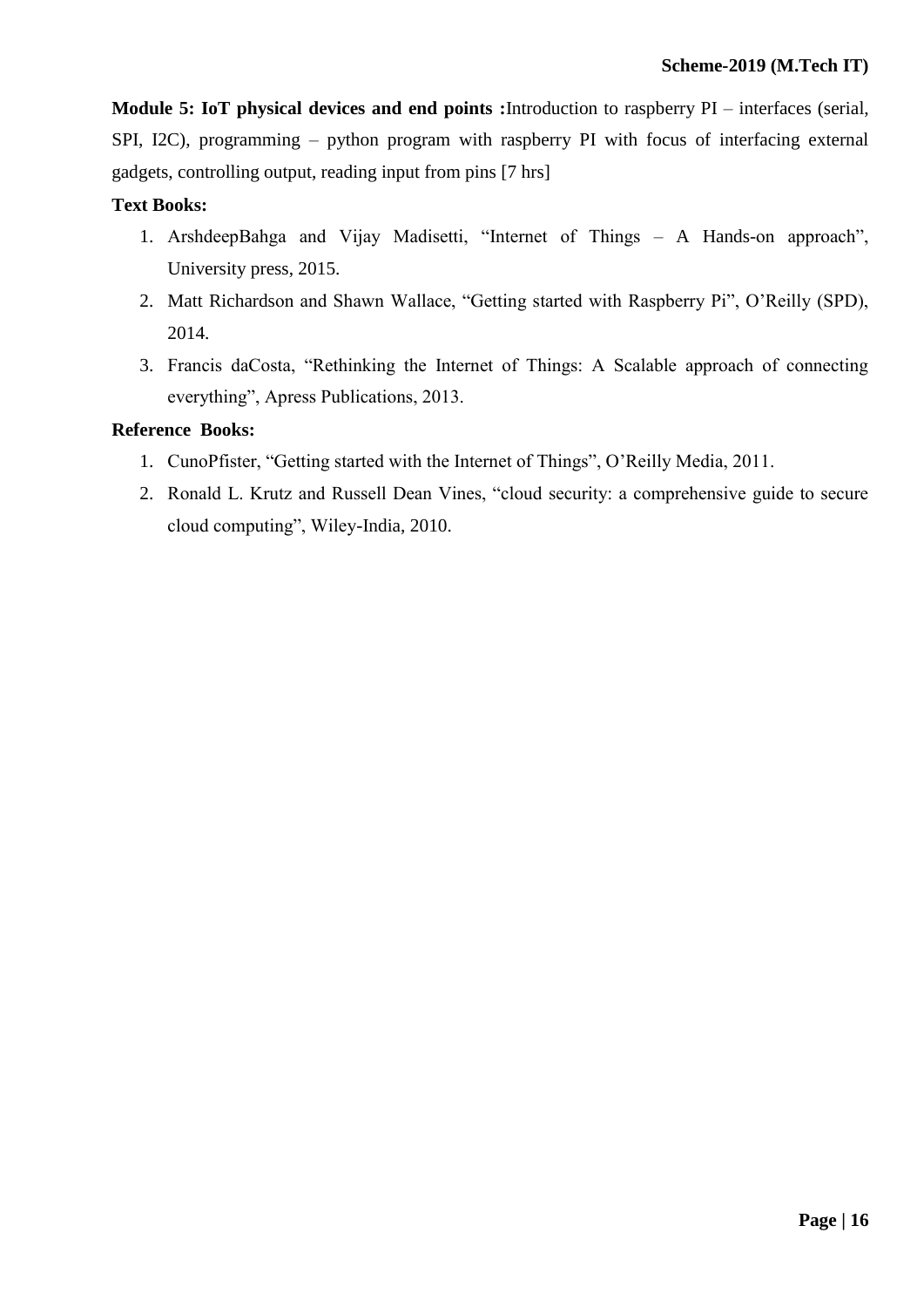**Module 5: IoT physical devices and end points :**Introduction to raspberry PI – interfaces (serial, SPI, I2C), programming – python program with raspberry PI with focus of interfacing external gadgets, controlling output, reading input from pins [7 hrs]

**Text Books:**

1. ArshdeepBahga and Vijay Madisetti, "Internet of Things – A Hands-on approach", University press, 2015.
2. Matt Richardson and Shawn Wallace, "Getting started with Raspberry Pi", O'Reilly (SPD), 2014.
3. Francis daCosta, "Rethinking the Internet of Things: A Scalable approach of connecting everything", Apress Publications, 2013.

**Reference Books:**

1. CunoPfister, "Getting started with the Internet of Things", O'Reilly Media, 2011.
2. Ronald L. Krutz and Russell Dean Vines, "cloud security: a comprehensive guide to secure cloud computing", Wiley-India, 2010.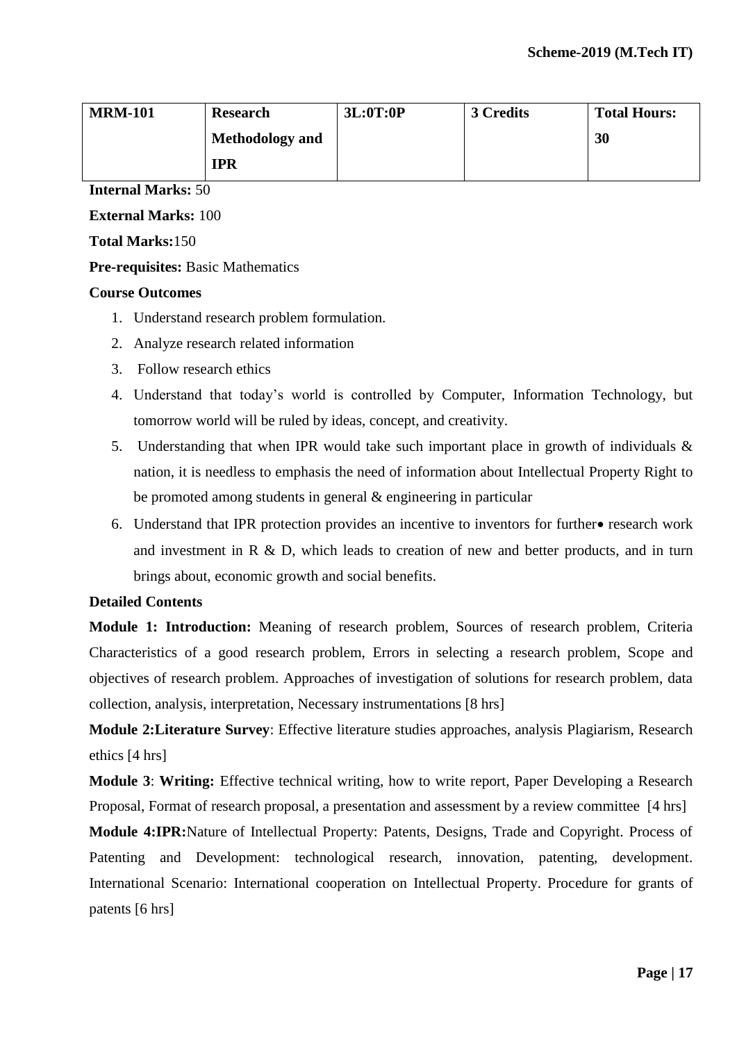| MRM-101 | Research Methodology and IPR | 3L:0T:0P | 3 Credits | Total Hours: 30 |
|---|---|---|---|---|

**Internal Marks:** 50

**External Marks:** 100

**Total Marks:**150

**Pre-requisites:** Basic Mathematics

**Course Outcomes**

1. Understand research problem formulation.
2. Analyze research related information
3. Follow research ethics
4. Understand that today's world is controlled by Computer, Information Technology, but tomorrow world will be ruled by ideas, concept, and creativity.
5. Understanding that when IPR would take such important place in growth of individuals & nation, it is needless to emphasis the need of information about Intellectual Property Right to be promoted among students in general & engineering in particular
6. Understand that IPR protection provides an incentive to inventors for further• research work and investment in R & D, which leads to creation of new and better products, and in turn brings about, economic growth and social benefits.

**Detailed Contents**

**Module 1: Introduction:** Meaning of research problem, Sources of research problem, Criteria Characteristics of a good research problem, Errors in selecting a research problem, Scope and objectives of research problem. Approaches of investigation of solutions for research problem, data collection, analysis, interpretation, Necessary instrumentations [8 hrs]

**Module 2:Literature Survey**: Effective literature studies approaches, analysis Plagiarism, Research ethics [4 hrs]

**Module 3**: **Writing:** Effective technical writing, how to write report, Paper Developing a Research Proposal, Format of research proposal, a presentation and assessment by a review committee [4 hrs]

**Module 4:IPR:**Nature of Intellectual Property: Patents, Designs, Trade and Copyright. Process of Patenting and Development: technological research, innovation, patenting, development. International Scenario: International cooperation on Intellectual Property. Procedure for grants of patents [6 hrs]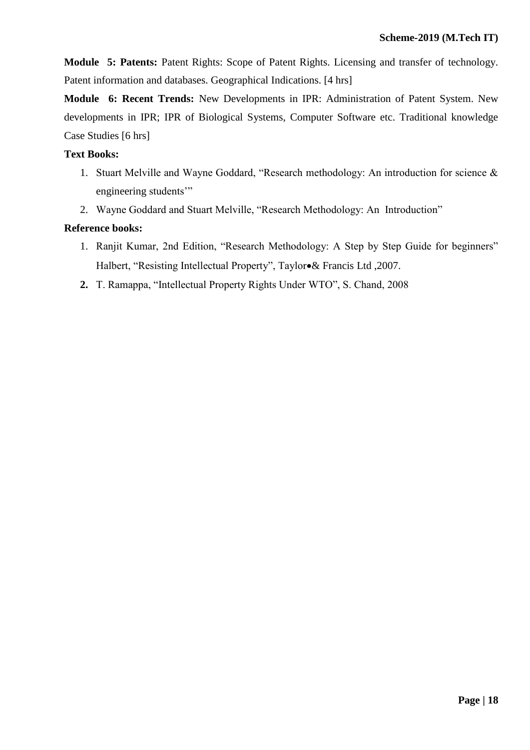**Module 5: Patents:** Patent Rights: Scope of Patent Rights. Licensing and transfer of technology. Patent information and databases. Geographical Indications. [4 hrs]

**Module 6: Recent Trends:** New Developments in IPR: Administration of Patent System. New developments in IPR; IPR of Biological Systems, Computer Software etc. Traditional knowledge Case Studies [6 hrs]

**Text Books:**

1. Stuart Melville and Wayne Goddard, "Research methodology: An introduction for science & engineering students'"
2. Wayne Goddard and Stuart Melville, "Research Methodology: An Introduction"

**Reference books:**

1. Ranjit Kumar, 2nd Edition, "Research Methodology: A Step by Step Guide for beginners" Halbert, "Resisting Intellectual Property", Taylor•& Francis Ltd ,2007.
2. T. Ramappa, "Intellectual Property Rights Under WTO", S. Chand, 2008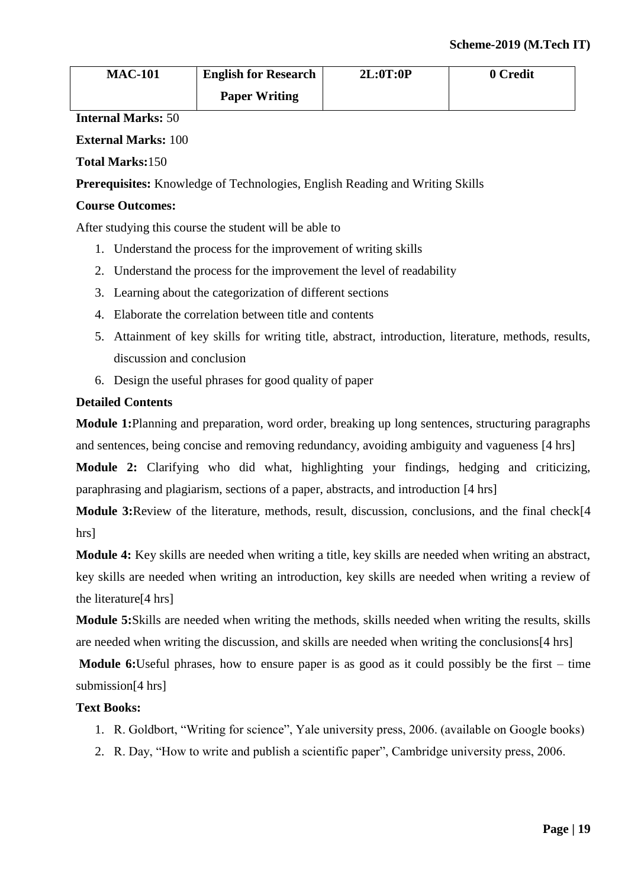| MAC-101 | English for Research Paper Writing | 2L:0T:0P | 0 Credit |
|---|---|---|---|

**Internal Marks:** 50

**External Marks:** 100

**Total Marks:**150

**Prerequisites:** Knowledge of Technologies, English Reading and Writing Skills

**Course Outcomes:**

After studying this course the student will be able to

1. Understand the process for the improvement of writing skills
2. Understand the process for the improvement the level of readability
3. Learning about the categorization of different sections
4. Elaborate the correlation between title and contents
5. Attainment of key skills for writing title, abstract, introduction, literature, methods, results, discussion and conclusion
6. Design the useful phrases for good quality of paper

**Detailed Contents**

**Module 1:**Planning and preparation, word order, breaking up long sentences, structuring paragraphs and sentences, being concise and removing redundancy, avoiding ambiguity and vagueness [4 hrs]

**Module 2:** Clarifying who did what, highlighting your findings, hedging and criticizing, paraphrasing and plagiarism, sections of a paper, abstracts, and introduction [4 hrs]

**Module 3:**Review of the literature, methods, result, discussion, conclusions, and the final check[4 hrs]

**Module 4:** Key skills are needed when writing a title, key skills are needed when writing an abstract, key skills are needed when writing an introduction, key skills are needed when writing a review of the literature[4 hrs]

**Module 5:**Skills are needed when writing the methods, skills needed when writing the results, skills are needed when writing the discussion, and skills are needed when writing the conclusions[4 hrs]

**Module 6:**Useful phrases, how to ensure paper is as good as it could possibly be the first – time submission[4 hrs]

**Text Books:**

1. R. Goldbort, "Writing for science", Yale university press, 2006. (available on Google books)
2. R. Day, "How to write and publish a scientific paper", Cambridge university press, 2006.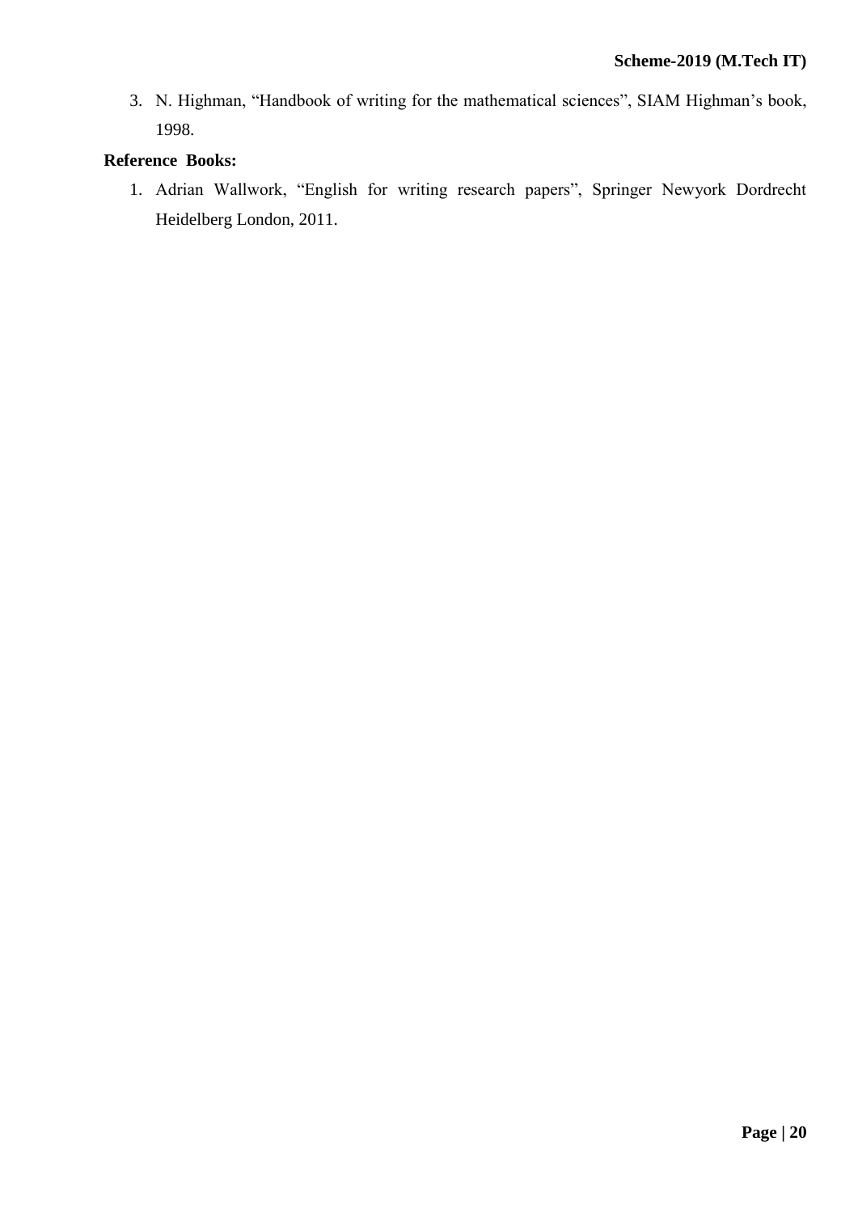3. N. Highman, "Handbook of writing for the mathematical sciences", SIAM Highman's book, 1998.

**Reference Books:**

1. Adrian Wallwork, "English for writing research papers", Springer Newyork Dordrecht Heidelberg London, 2011.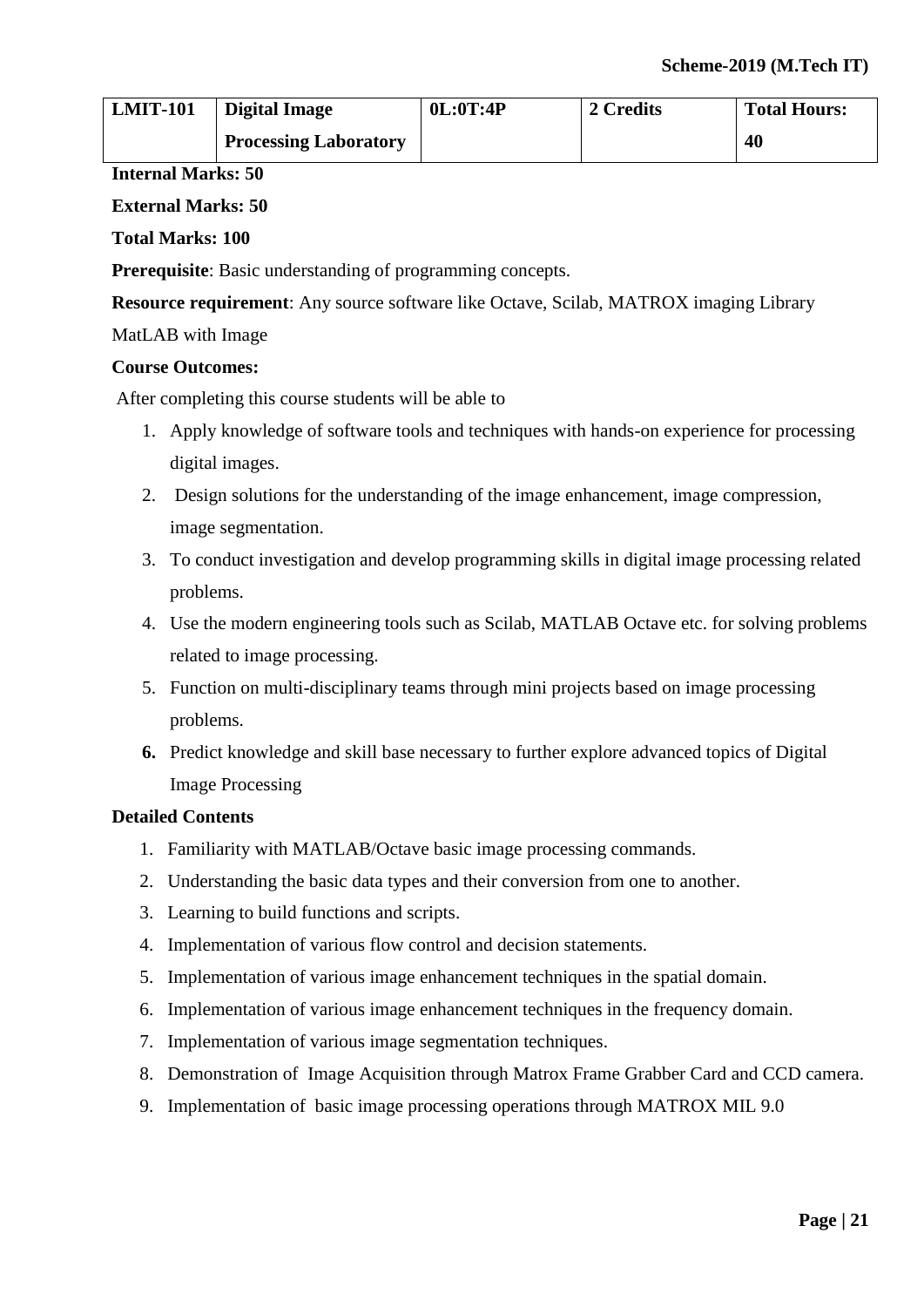| LMIT-101 | Digital Image Processing Laboratory | 0L:0T:4P | 2 Credits | Total Hours: 40 |
|---|---|---|---|---|

**Internal Marks: 50**

**External Marks: 50**

**Total Marks: 100**

**Prerequisite**: Basic understanding of programming concepts.

**Resource requirement**: Any source software like Octave, Scilab, MATROX imaging Library MatLAB with Image

**Course Outcomes:**

After completing this course students will be able to

1. Apply knowledge of software tools and techniques with hands-on experience for processing digital images.
2. Design solutions for the understanding of the image enhancement, image compression, image segmentation.
3. To conduct investigation and develop programming skills in digital image processing related problems.
4. Use the modern engineering tools such as Scilab, MATLAB Octave etc. for solving problems related to image processing.
5. Function on multi-disciplinary teams through mini projects based on image processing problems.
6. Predict knowledge and skill base necessary to further explore advanced topics of Digital Image Processing

**Detailed Contents**

1. Familiarity with MATLAB/Octave basic image processing commands.
2. Understanding the basic data types and their conversion from one to another.
3. Learning to build functions and scripts.
4. Implementation of various flow control and decision statements.
5. Implementation of various image enhancement techniques in the spatial domain.
6. Implementation of various image enhancement techniques in the frequency domain.
7. Implementation of various image segmentation techniques.
8. Demonstration of Image Acquisition through Matrox Frame Grabber Card and CCD camera.
9. Implementation of basic image processing operations through MATROX MIL 9.0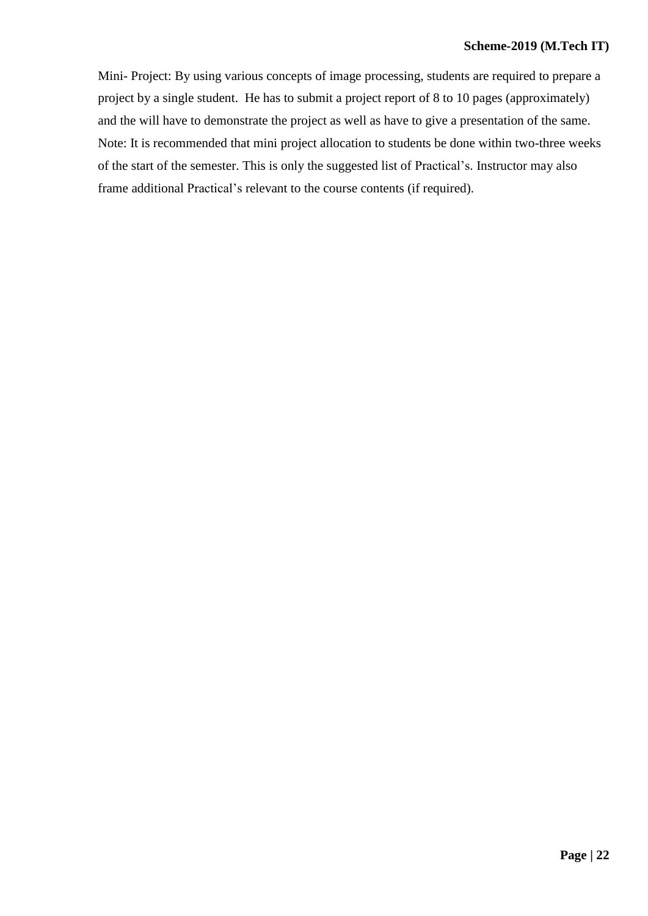Mini- Project: By using various concepts of image processing, students are required to prepare a project by a single student. He has to submit a project report of 8 to 10 pages (approximately) and the will have to demonstrate the project as well as have to give a presentation of the same.

Note: It is recommended that mini project allocation to students be done within two-three weeks of the start of the semester. This is only the suggested list of Practical's. Instructor may also frame additional Practical's relevant to the course contents (if required).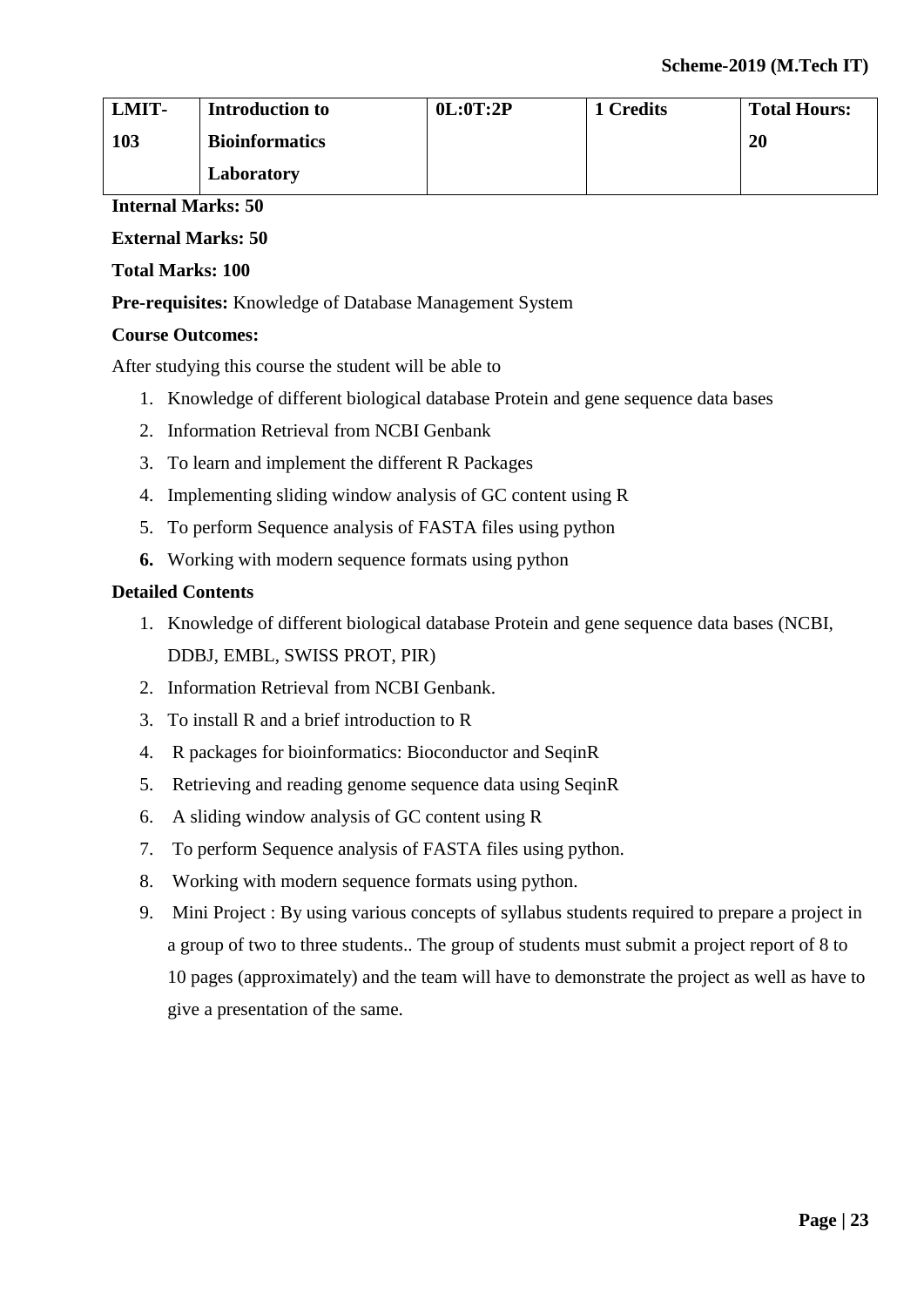| LMIT-103 | Introduction to Bioinformatics Laboratory | 0L:0T:2P | 1 Credits | Total Hours: 20 |
|---|---|---|---|---|

**Internal Marks: 50**

**External Marks: 50**

**Total Marks: 100**

**Pre-requisites:** Knowledge of Database Management System

**Course Outcomes:**

After studying this course the student will be able to

1. Knowledge of different biological database Protein and gene sequence data bases
2. Information Retrieval from NCBI Genbank
3. To learn and implement the different R Packages
4. Implementing sliding window analysis of GC content using R
5. To perform Sequence analysis of FASTA files using python
6. Working with modern sequence formats using python

**Detailed Contents**

1. Knowledge of different biological database Protein and gene sequence data bases (NCBI, DDBJ, EMBL, SWISS PROT, PIR)
2. Information Retrieval from NCBI Genbank.
3. To install R and a brief introduction to R
4. R packages for bioinformatics: Bioconductor and SeqinR
5. Retrieving and reading genome sequence data using SeqinR
6. A sliding window analysis of GC content using R
7. To perform Sequence analysis of FASTA files using python.
8. Working with modern sequence formats using python.
9. Mini Project : By using various concepts of syllabus students required to prepare a project in a group of two to three students.. The group of students must submit a project report of 8 to 10 pages (approximately) and the team will have to demonstrate the project as well as have to give a presentation of the same.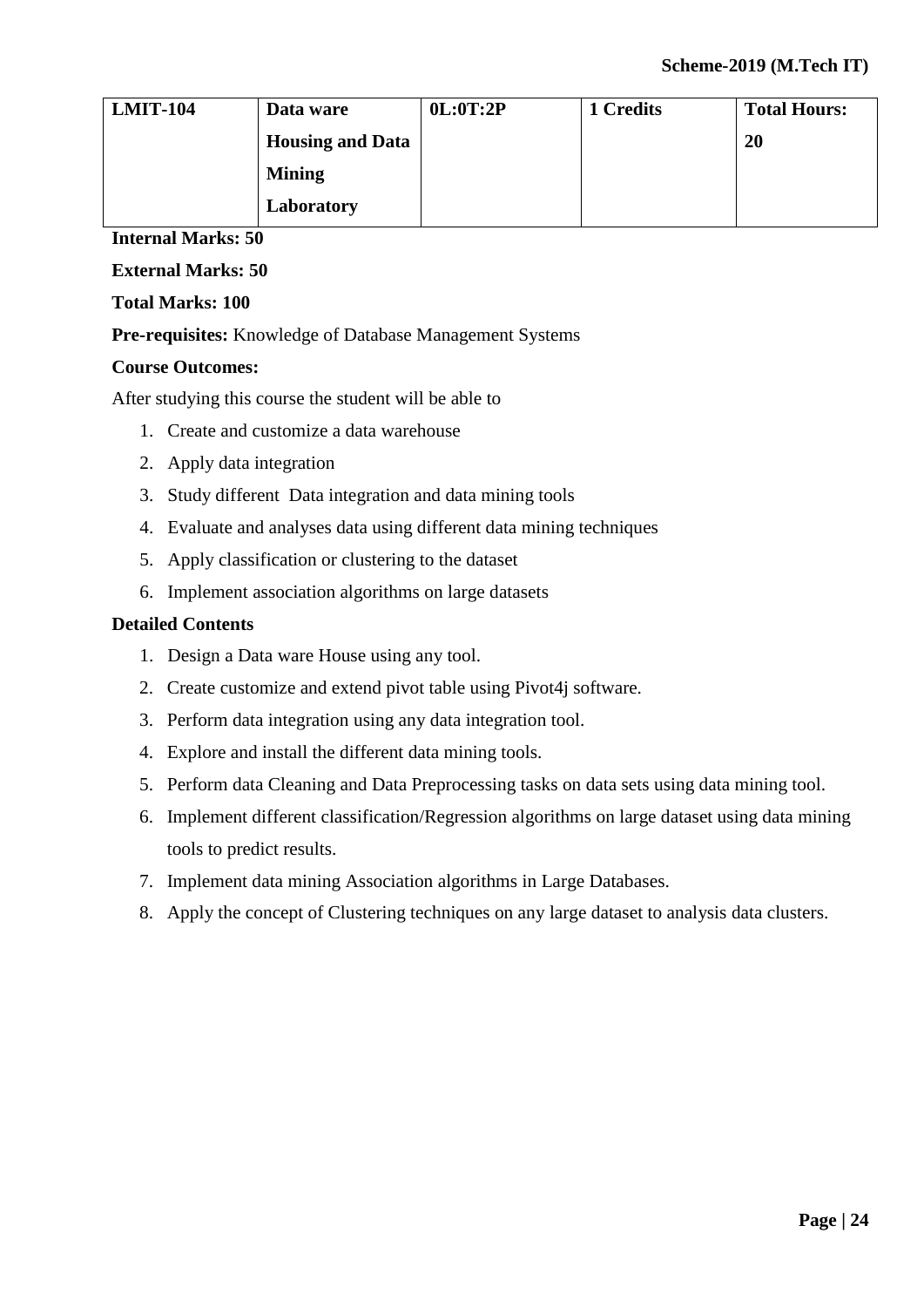| LMIT-104 | Data ware Housing and Data Mining Laboratory | 0L:0T:2P | 1 Credits | Total Hours: 20 |
|---|---|---|---|---|

**Internal Marks: 50**

**External Marks: 50**

**Total Marks: 100**

**Pre-requisites:** Knowledge of Database Management Systems

**Course Outcomes:**

After studying this course the student will be able to

1. Create and customize a data warehouse
2. Apply data integration
3. Study different Data integration and data mining tools
4. Evaluate and analyses data using different data mining techniques
5. Apply classification or clustering to the dataset
6. Implement association algorithms on large datasets

**Detailed Contents**

1. Design a Data ware House using any tool.
2. Create customize and extend pivot table using Pivot4j software.
3. Perform data integration using any data integration tool.
4. Explore and install the different data mining tools.
5. Perform data Cleaning and Data Preprocessing tasks on data sets using data mining tool.
6. Implement different classification/Regression algorithms on large dataset using data mining tools to predict results.
7. Implement data mining Association algorithms in Large Databases.
8. Apply the concept of Clustering techniques on any large dataset to analysis data clusters.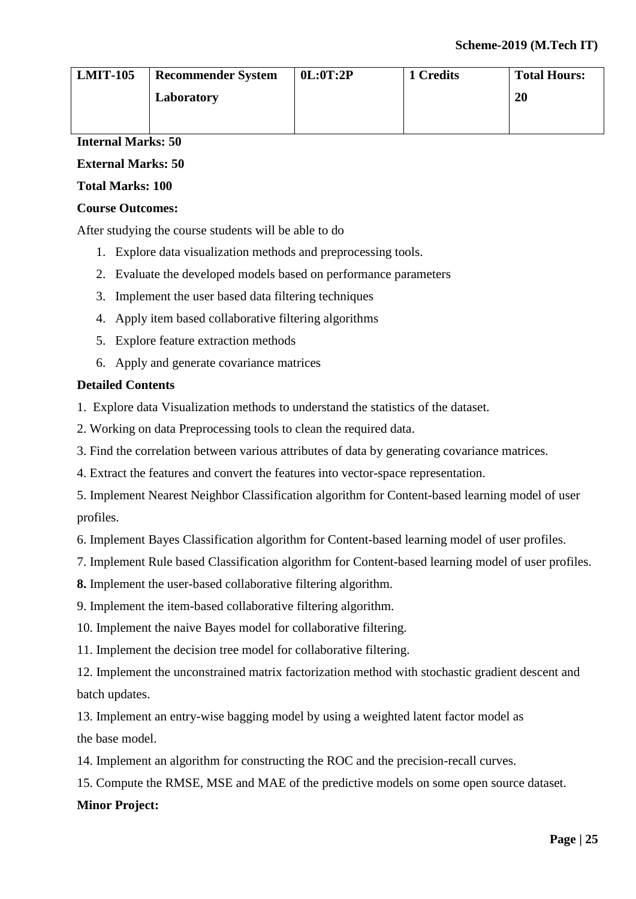| LMIT-105 | Recommender System Laboratory | 0L:0T:2P | 1 Credits | Total Hours: 20 |
|---|---|---|---|---|

**Internal Marks: 50**

**External Marks: 50**

**Total Marks: 100**

**Course Outcomes:**

After studying the course students will be able to do

1. Explore data visualization methods and preprocessing tools.
2. Evaluate the developed models based on performance parameters
3. Implement the user based data filtering techniques
4. Apply item based collaborative filtering algorithms
5. Explore feature extraction methods
6. Apply and generate covariance matrices

**Detailed Contents**

1. Explore data Visualization methods to understand the statistics of the dataset.

2. Working on data Preprocessing tools to clean the required data.

3. Find the correlation between various attributes of data by generating covariance matrices.

4. Extract the features and convert the features into vector-space representation.

5. Implement Nearest Neighbor Classification algorithm for Content-based learning model of user profiles.

6. Implement Bayes Classification algorithm for Content-based learning model of user profiles.

7. Implement Rule based Classification algorithm for Content-based learning model of user profiles.

**8.** Implement the user-based collaborative filtering algorithm.

9. Implement the item-based collaborative filtering algorithm.

10. Implement the naive Bayes model for collaborative filtering.

11. Implement the decision tree model for collaborative filtering.

12. Implement the unconstrained matrix factorization method with stochastic gradient descent and batch updates.

13. Implement an entry-wise bagging model by using a weighted latent factor model as the base model.

14. Implement an algorithm for constructing the ROC and the precision-recall curves.

15. Compute the RMSE, MSE and MAE of the predictive models on some open source dataset.

**Minor Project:**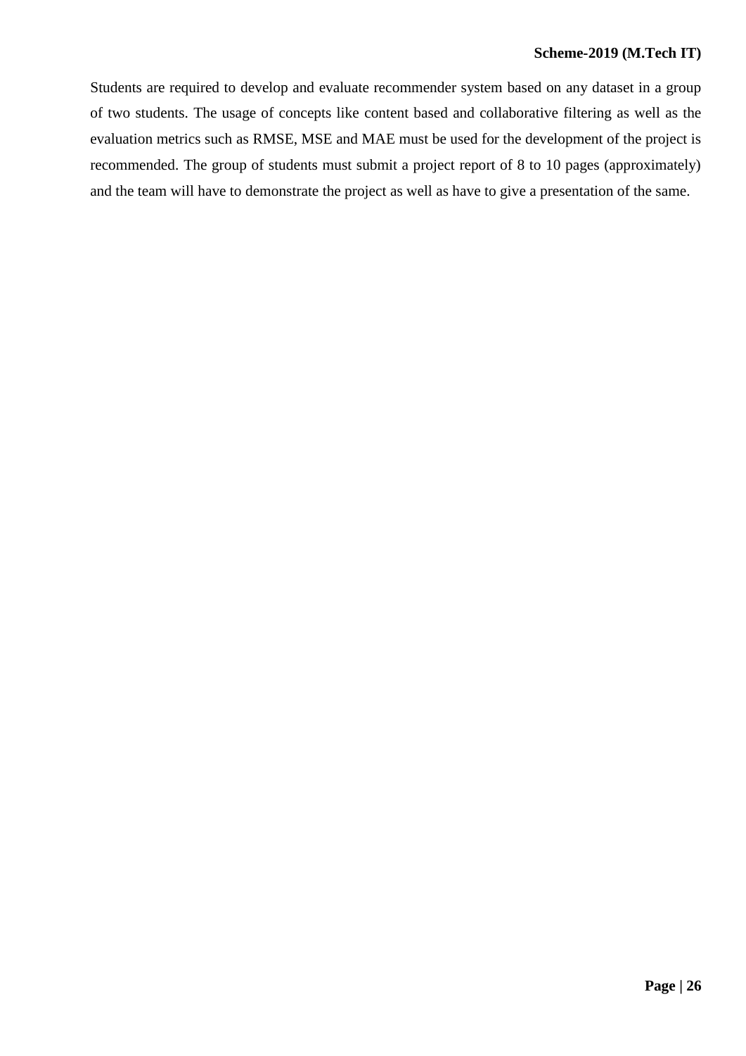Students are required to develop and evaluate recommender system based on any dataset in a group of two students. The usage of concepts like content based and collaborative filtering as well as the evaluation metrics such as RMSE, MSE and MAE must be used for the development of the project is recommended. The group of students must submit a project report of 8 to 10 pages (approximately) and the team will have to demonstrate the project as well as have to give a presentation of the same.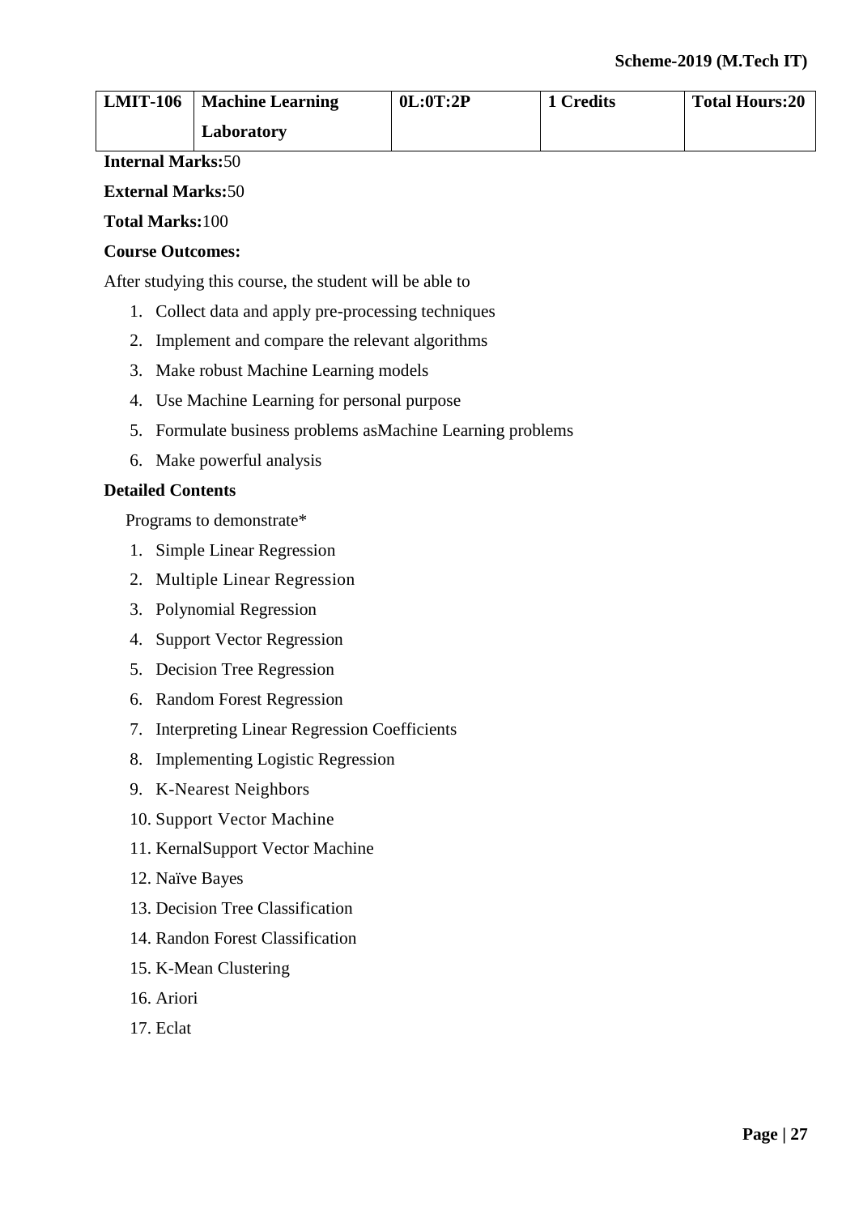| LMIT-106 | Machine Learning Laboratory | 0L:0T:2P | 1 Credits | Total Hours:20 |
|---|---|---|---|---|

**Internal Marks:**50

**External Marks:**50

**Total Marks:**100

**Course Outcomes:**

After studying this course, the student will be able to

1. Collect data and apply pre-processing techniques
2. Implement and compare the relevant algorithms
3. Make robust Machine Learning models
4. Use Machine Learning for personal purpose
5. Formulate business problems asMachine Learning problems
6. Make powerful analysis

**Detailed Contents**

Programs to demonstrate*

1. Simple Linear Regression
2. Multiple Linear Regression
3. Polynomial Regression
4. Support Vector Regression
5. Decision Tree Regression
6. Random Forest Regression
7. Interpreting Linear Regression Coefficients
8. Implementing Logistic Regression
9. K-Nearest Neighbors
10. Support Vector Machine
11. KernalSupport Vector Machine
12. Naïve Bayes
13. Decision Tree Classification
14. Randon Forest Classification
15. K-Mean Clustering
16. Ariori
17. Eclat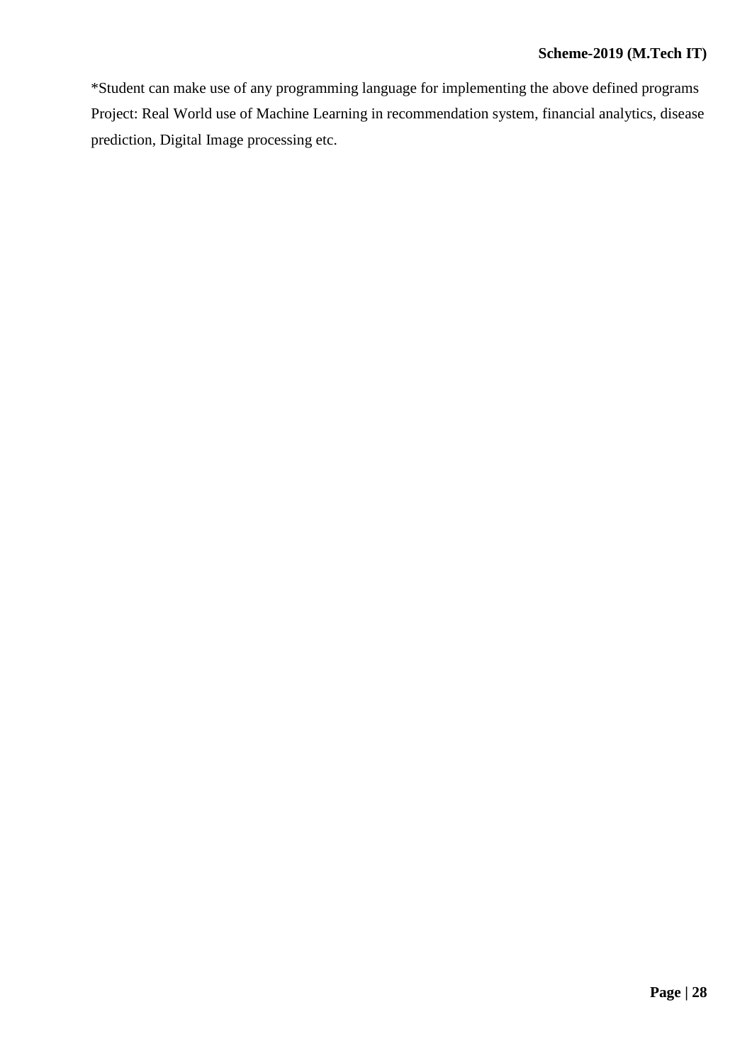*Student can make use of any programming language for implementing the above defined programs

Project: Real World use of Machine Learning in recommendation system, financial analytics, disease prediction, Digital Image processing etc.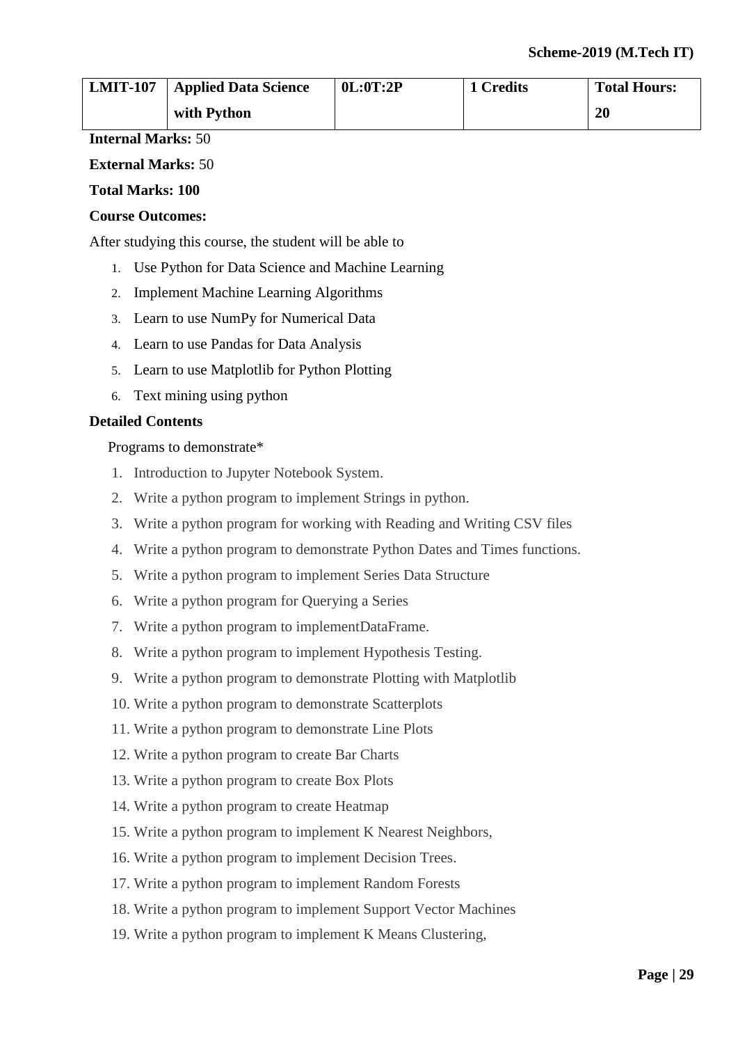| LMIT-107 | Applied Data Science with Python | 0L:0T:2P | 1 Credits | Total Hours: 20 |
|---|---|---|---|---|

**Internal Marks:** 50

**External Marks:** 50

**Total Marks: 100**

**Course Outcomes:**

After studying this course, the student will be able to

1. Use Python for Data Science and Machine Learning
2. Implement Machine Learning Algorithms
3. Learn to use NumPy for Numerical Data
4. Learn to use Pandas for Data Analysis
5. Learn to use Matplotlib for Python Plotting
6. Text mining using python

**Detailed Contents**

Programs to demonstrate*

1. Introduction to Jupyter Notebook System.
2. Write a python program to implement Strings in python.
3. Write a python program for working with Reading and Writing CSV files
4. Write a python program to demonstrate Python Dates and Times functions.
5. Write a python program to implement Series Data Structure
6. Write a python program for Querying a Series
7. Write a python program to implementDataFrame.
8. Write a python program to implement Hypothesis Testing.
9. Write a python program to demonstrate Plotting with Matplotlib
10. Write a python program to demonstrate Scatterplots
11. Write a python program to demonstrate Line Plots
12. Write a python program to create Bar Charts
13. Write a python program to create Box Plots
14. Write a python program to create Heatmap
15. Write a python program to implement K Nearest Neighbors,
16. Write a python program to implement Decision Trees.
17. Write a python program to implement Random Forests
18. Write a python program to implement Support Vector Machines
19. Write a python program to implement K Means Clustering,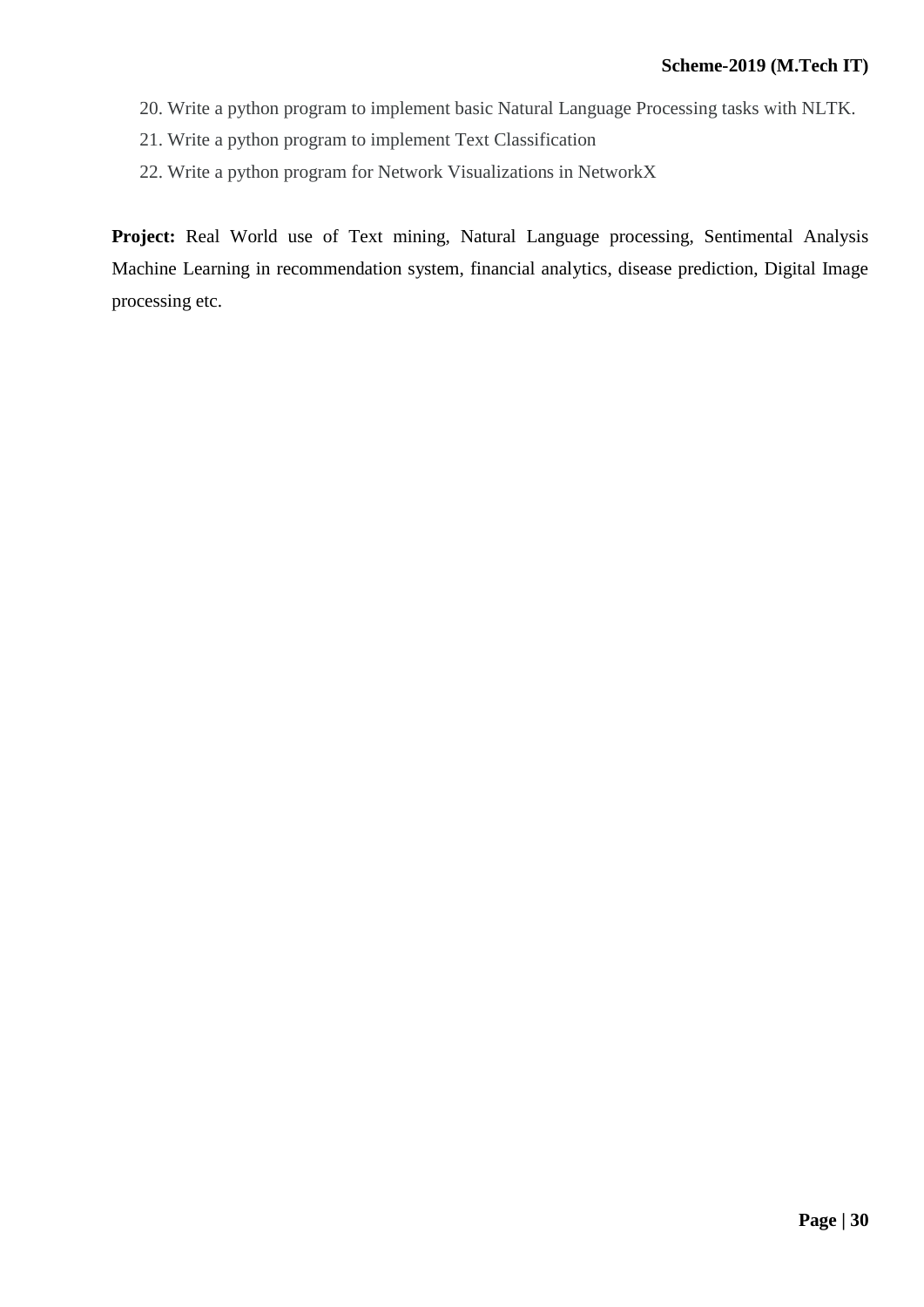20. Write a python program to implement basic Natural Language Processing tasks with NLTK.
21. Write a python program to implement Text Classification
22. Write a python program for Network Visualizations in NetworkX

**Project:** Real World use of Text mining, Natural Language processing, Sentimental Analysis Machine Learning in recommendation system, financial analytics, disease prediction, Digital Image processing etc.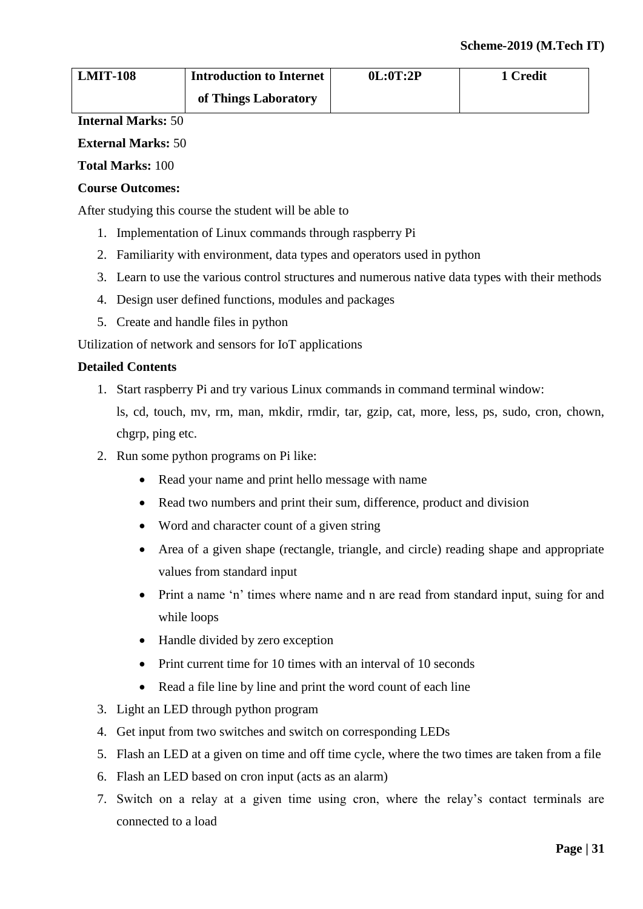| LMIT-108 | Introduction to Internet of Things Laboratory | 0L:0T:2P | 1 Credit |
|---|---|---|---|

**Internal Marks:** 50

**External Marks:** 50

**Total Marks:** 100

**Course Outcomes:**

After studying this course the student will be able to

1. Implementation of Linux commands through raspberry Pi
2. Familiarity with environment, data types and operators used in python
3. Learn to use the various control structures and numerous native data types with their methods
4. Design user defined functions, modules and packages
5. Create and handle files in python

Utilization of network and sensors for IoT applications

**Detailed Contents**

1. Start raspberry Pi and try various Linux commands in command terminal window:
   ls, cd, touch, mv, rm, man, mkdir, rmdir, tar, gzip, cat, more, less, ps, sudo, cron, chown, chgrp, ping etc.
2. Run some python programs on Pi like:
   - Read your name and print hello message with name
   - Read two numbers and print their sum, difference, product and division
   - Word and character count of a given string
   - Area of a given shape (rectangle, triangle, and circle) reading shape and appropriate values from standard input
   - Print a name 'n' times where name and n are read from standard input, suing for and while loops
   - Handle divided by zero exception
   - Print current time for 10 times with an interval of 10 seconds
   - Read a file line by line and print the word count of each line
3. Light an LED through python program
4. Get input from two switches and switch on corresponding LEDs
5. Flash an LED at a given on time and off time cycle, where the two times are taken from a file
6. Flash an LED based on cron input (acts as an alarm)
7. Switch on a relay at a given time using cron, where the relay's contact terminals are connected to a load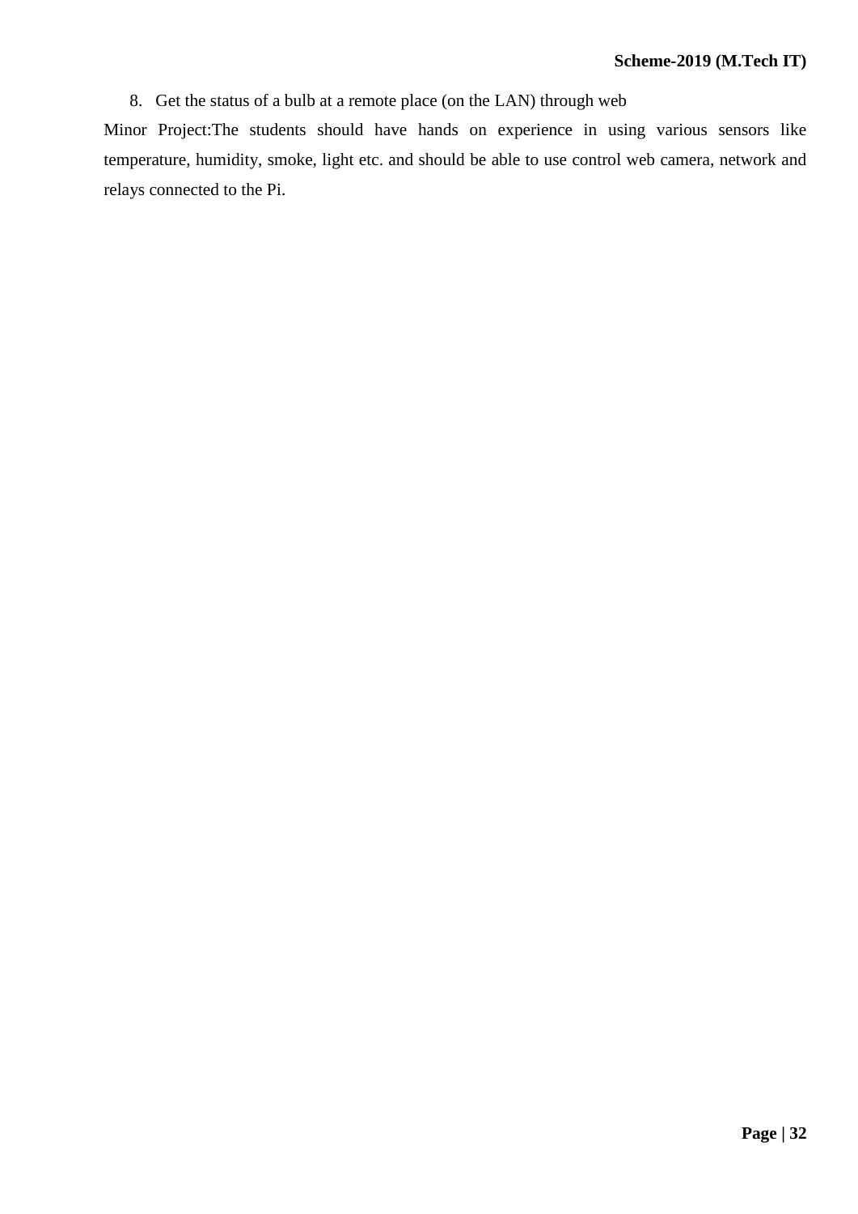8. Get the status of a bulb at a remote place (on the LAN) through web

Minor Project:The students should have hands on experience in using various sensors like temperature, humidity, smoke, light etc. and should be able to use control web camera, network and relays connected to the Pi.